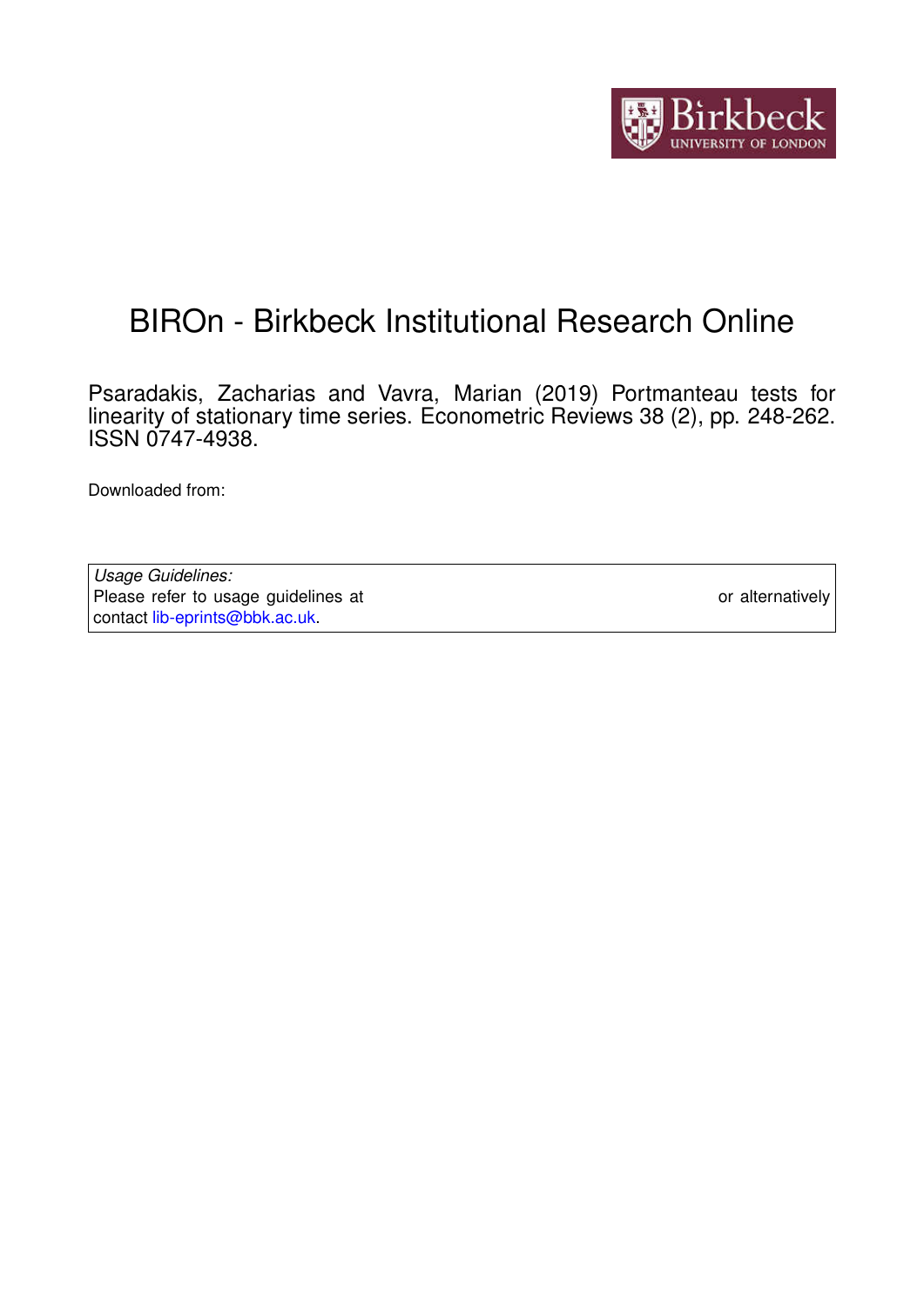# BIROn - Birkbeck Institutional Research Online

Psaradakis, Zacharias and Vavra, Marian (2019) Portmanteau tests for linearity of stationary time series. Econometric Reviews 38 (2), pp. 248-262. ISSN 0747-4938.

Downloaded from:

| *Usage Guidelines:* |
| --- |
| Please refer to usage guidelines at or alternatively contact lib-eprints@bbk.ac.uk. |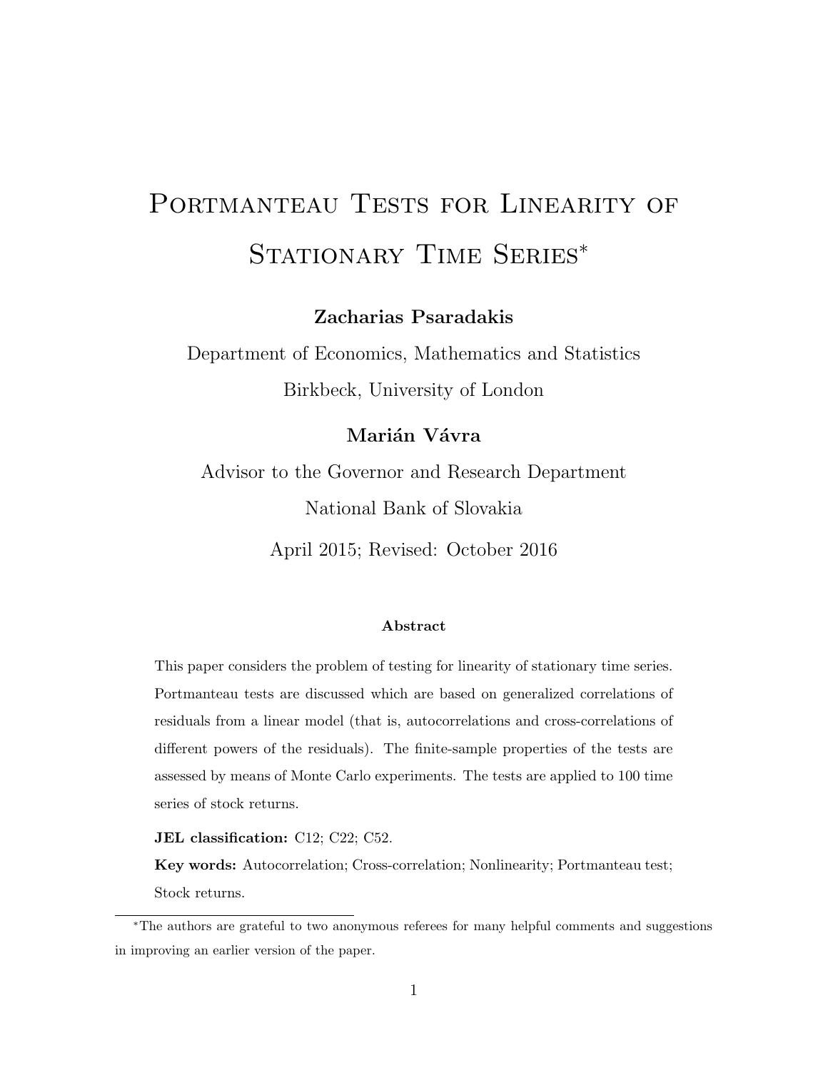# Portmanteau Tests for Linearity of Stationary Time Series*

**Zacharias Psaradakis**

Department of Economics, Mathematics and Statistics

Birkbeck, University of London

**Marián Vávra**

Advisor to the Governor and Research Department

National Bank of Slovakia

April 2015; Revised: October 2016

**Abstract**

This paper considers the problem of testing for linearity of stationary time series. Portmanteau tests are discussed which are based on generalized correlations of residuals from a linear model (that is, autocorrelations and cross-correlations of different powers of the residuals). The finite-sample properties of the tests are assessed by means of Monte Carlo experiments. The tests are applied to 100 time series of stock returns.

**JEL classification:** C12; C22; C52.

**Key words:** Autocorrelation; Cross-correlation; Nonlinearity; Portmanteau test; Stock returns.

---

*The authors are grateful to two anonymous referees for many helpful comments and suggestions in improving an earlier version of the paper.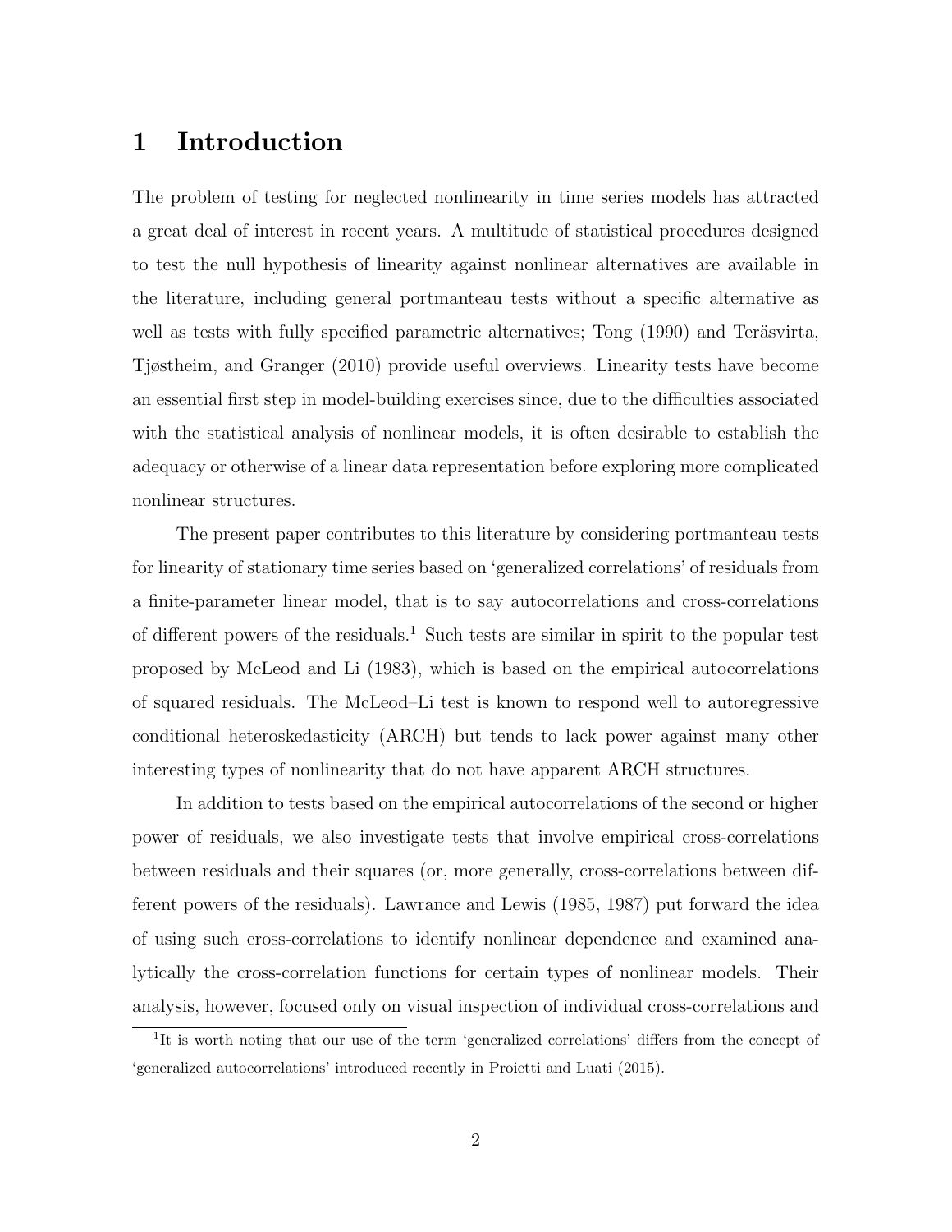# 1 Introduction

The problem of testing for neglected nonlinearity in time series models has attracted a great deal of interest in recent years. A multitude of statistical procedures designed to test the null hypothesis of linearity against nonlinear alternatives are available in the literature, including general portmanteau tests without a specific alternative as well as tests with fully specified parametric alternatives; Tong (1990) and Teräsvirta, Tjøstheim, and Granger (2010) provide useful overviews. Linearity tests have become an essential first step in model-building exercises since, due to the difficulties associated with the statistical analysis of nonlinear models, it is often desirable to establish the adequacy or otherwise of a linear data representation before exploring more complicated nonlinear structures.

The present paper contributes to this literature by considering portmanteau tests for linearity of stationary time series based on 'generalized correlations' of residuals from a finite-parameter linear model, that is to say autocorrelations and cross-correlations of different powers of the residuals.[1] Such tests are similar in spirit to the popular test proposed by McLeod and Li (1983), which is based on the empirical autocorrelations of squared residuals. The McLeod–Li test is known to respond well to autoregressive conditional heteroskedasticity (ARCH) but tends to lack power against many other interesting types of nonlinearity that do not have apparent ARCH structures.

In addition to tests based on the empirical autocorrelations of the second or higher power of residuals, we also investigate tests that involve empirical cross-correlations between residuals and their squares (or, more generally, cross-correlations between different powers of the residuals). Lawrance and Lewis (1985, 1987) put forward the idea of using such cross-correlations to identify nonlinear dependence and examined analytically the cross-correlation functions for certain types of nonlinear models. Their analysis, however, focused only on visual inspection of individual cross-correlations and

[1] It is worth noting that our use of the term 'generalized correlations' differs from the concept of 'generalized autocorrelations' introduced recently in Proietti and Luati (2015).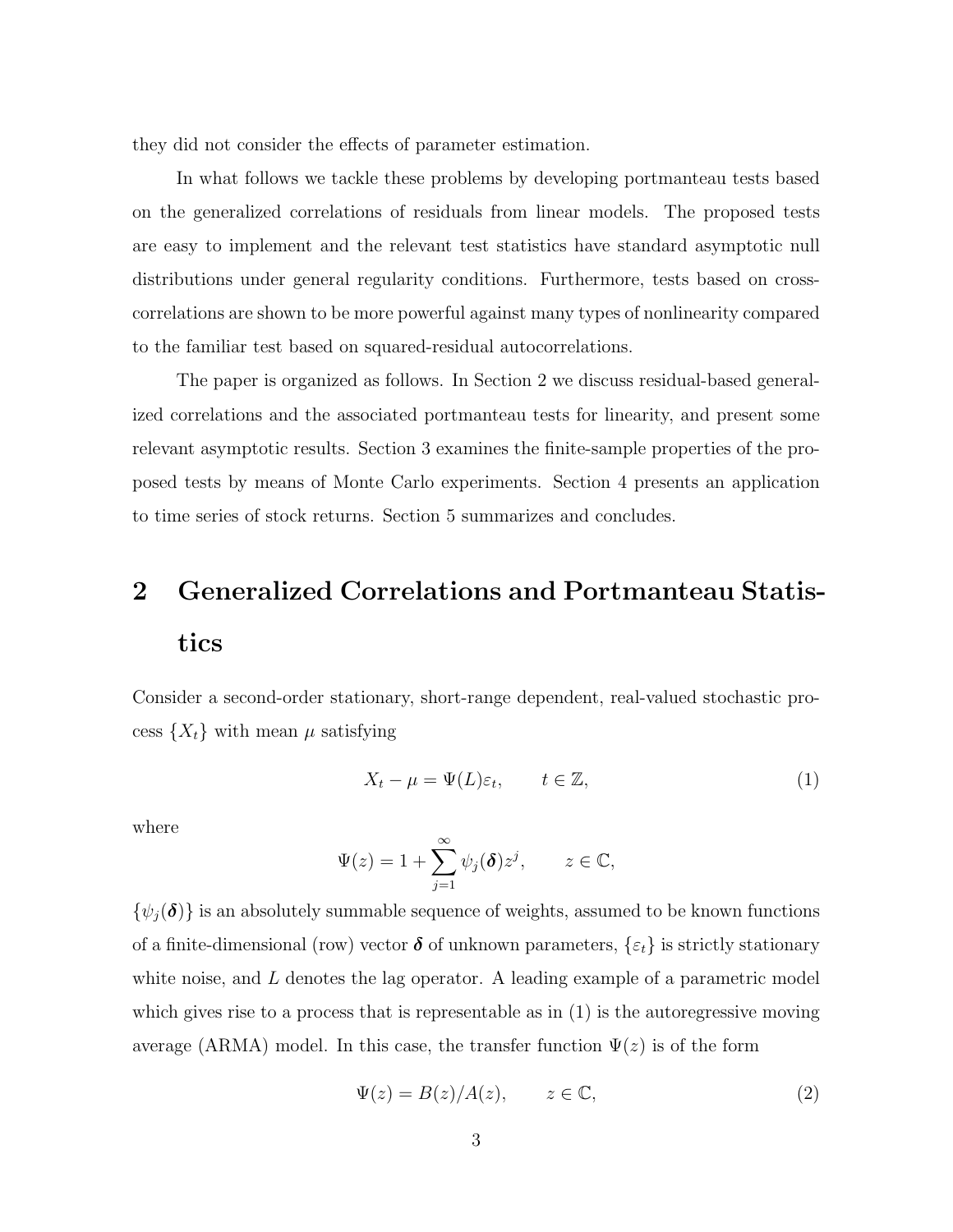they did not consider the effects of parameter estimation.

In what follows we tackle these problems by developing portmanteau tests based on the generalized correlations of residuals from linear models. The proposed tests are easy to implement and the relevant test statistics have standard asymptotic null distributions under general regularity conditions. Furthermore, tests based on cross-correlations are shown to be more powerful against many types of nonlinearity compared to the familiar test based on squared-residual autocorrelations.

The paper is organized as follows. In Section 2 we discuss residual-based generalized correlations and the associated portmanteau tests for linearity, and present some relevant asymptotic results. Section 3 examines the finite-sample properties of the proposed tests by means of Monte Carlo experiments. Section 4 presents an application to time series of stock returns. Section 5 summarizes and concludes.

# 2 Generalized Correlations and Portmanteau Statistics

Consider a second-order stationary, short-range dependent, real-valued stochastic process $\{X_t\}$ with mean $\mu$ satisfying

$$X_t - \mu = \Psi(L)\varepsilon_t, \qquad t \in \mathbb{Z}, \tag{1}$$

where

$$\Psi(z) = 1 + \sum_{j=1}^{\infty} \psi_j(\boldsymbol{\delta}) z^j, \qquad z \in \mathbb{C},$$

$\{\psi_j(\boldsymbol{\delta})\}$ is an absolutely summable sequence of weights, assumed to be known functions of a finite-dimensional (row) vector $\boldsymbol{\delta}$ of unknown parameters, $\{\varepsilon_t\}$ is strictly stationary white noise, and $L$ denotes the lag operator. A leading example of a parametric model which gives rise to a process that is representable as in (1) is the autoregressive moving average (ARMA) model. In this case, the transfer function $\Psi(z)$ is of the form

$$\Psi(z) = B(z)/A(z), \qquad z \in \mathbb{C}, \tag{2}$$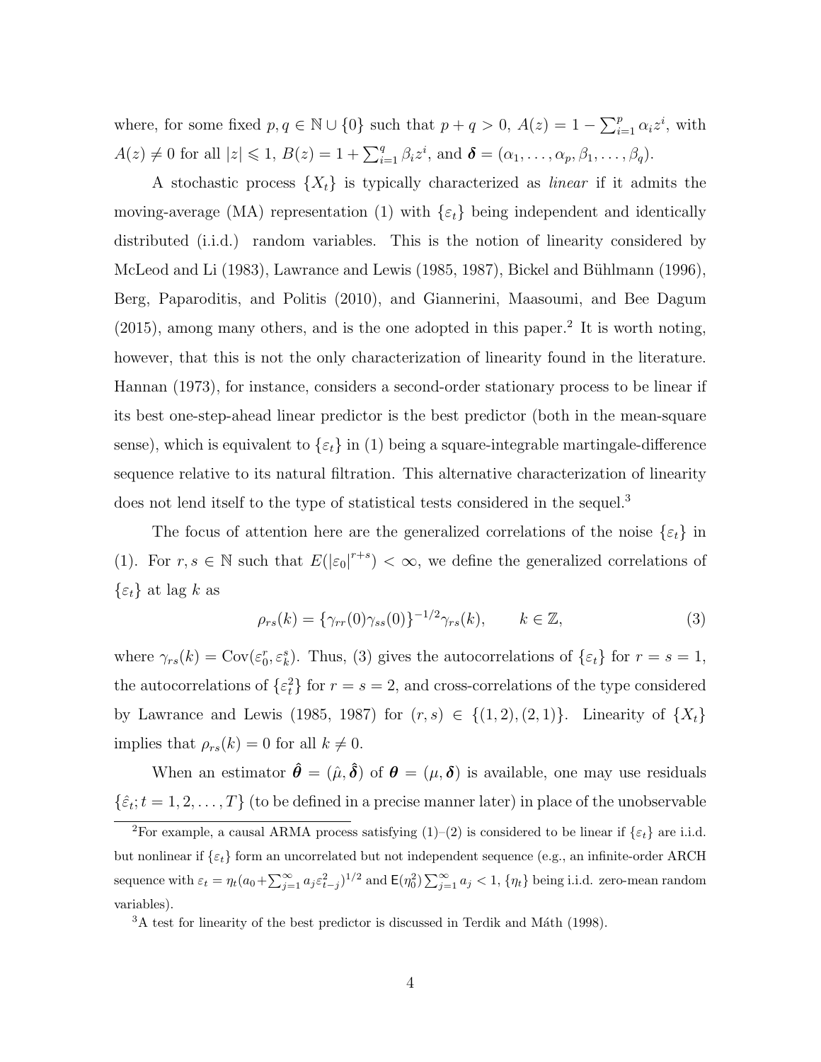where, for some fixed $p, q \in \mathbb{N} \cup \{0\}$ such that $p + q > 0$, $A(z) = 1 - \sum_{i=1}^{p} \alpha_i z^i$, with $A(z) \neq 0$ for all $|z| \leqslant 1$, $B(z) = 1 + \sum_{i=1}^{q} \beta_i z^i$, and $\boldsymbol{\delta} = (\alpha_1, \ldots, \alpha_p, \beta_1, \ldots, \beta_q)$.

A stochastic process $\{X_t\}$ is typically characterized as *linear* if it admits the moving-average (MA) representation (1) with $\{\varepsilon_t\}$ being independent and identically distributed (i.i.d.) random variables. This is the notion of linearity considered by McLeod and Li (1983), Lawrance and Lewis (1985, 1987), Bickel and Bühlmann (1996), Berg, Paparoditis, and Politis (2010), and Giannerini, Maasoumi, and Bee Dagum (2015), among many others, and is the one adopted in this paper.[2] It is worth noting, however, that this is not the only characterization of linearity found in the literature. Hannan (1973), for instance, considers a second-order stationary process to be linear if its best one-step-ahead linear predictor is the best predictor (both in the mean-square sense), which is equivalent to $\{\varepsilon_t\}$ in (1) being a square-integrable martingale-difference sequence relative to its natural filtration. This alternative characterization of linearity does not lend itself to the type of statistical tests considered in the sequel.[3]

The focus of attention here are the generalized correlations of the noise $\{\varepsilon_t\}$ in (1). For $r, s \in \mathbb{N}$ such that $E(|\varepsilon_0|^{r+s}) < \infty$, we define the generalized correlations of $\{\varepsilon_t\}$ at lag $k$ as

$$\rho_{rs}(k) = \{\gamma_{rr}(0)\gamma_{ss}(0)\}^{-1/2}\gamma_{rs}(k), \qquad k \in \mathbb{Z}, \tag{3}$$

where $\gamma_{rs}(k) = \text{Cov}(\varepsilon_0^r, \varepsilon_k^s)$. Thus, (3) gives the autocorrelations of $\{\varepsilon_t\}$ for $r = s = 1$, the autocorrelations of $\{\varepsilon_t^2\}$ for $r = s = 2$, and cross-correlations of the type considered by Lawrance and Lewis (1985, 1987) for $(r, s) \in \{(1, 2), (2, 1)\}$. Linearity of $\{X_t\}$ implies that $\rho_{rs}(k) = 0$ for all $k \neq 0$.

When an estimator $\hat{\boldsymbol{\theta}} = (\hat{\mu}, \hat{\boldsymbol{\delta}})$ of $\boldsymbol{\theta} = (\mu, \boldsymbol{\delta})$ is available, one may use residuals $\{\hat{\varepsilon}_t; t = 1, 2, \ldots, T\}$ (to be defined in a precise manner later) in place of the unobservable

---

[2] For example, a causal ARMA process satisfying (1)–(2) is considered to be linear if $\{\varepsilon_t\}$ are i.i.d. but nonlinear if $\{\varepsilon_t\}$ form an uncorrelated but not independent sequence (e.g., an infinite-order ARCH sequence with $\varepsilon_t = \eta_t(a_0 + \sum_{j=1}^{\infty} a_j \varepsilon_{t-j}^2)^{1/2}$ and $\mathsf{E}(\eta_0^2)\sum_{j=1}^{\infty} a_j < 1$, $\{\eta_t\}$ being i.i.d. zero-mean random variables).

[3] A test for linearity of the best predictor is discussed in Terdik and Máth (1998).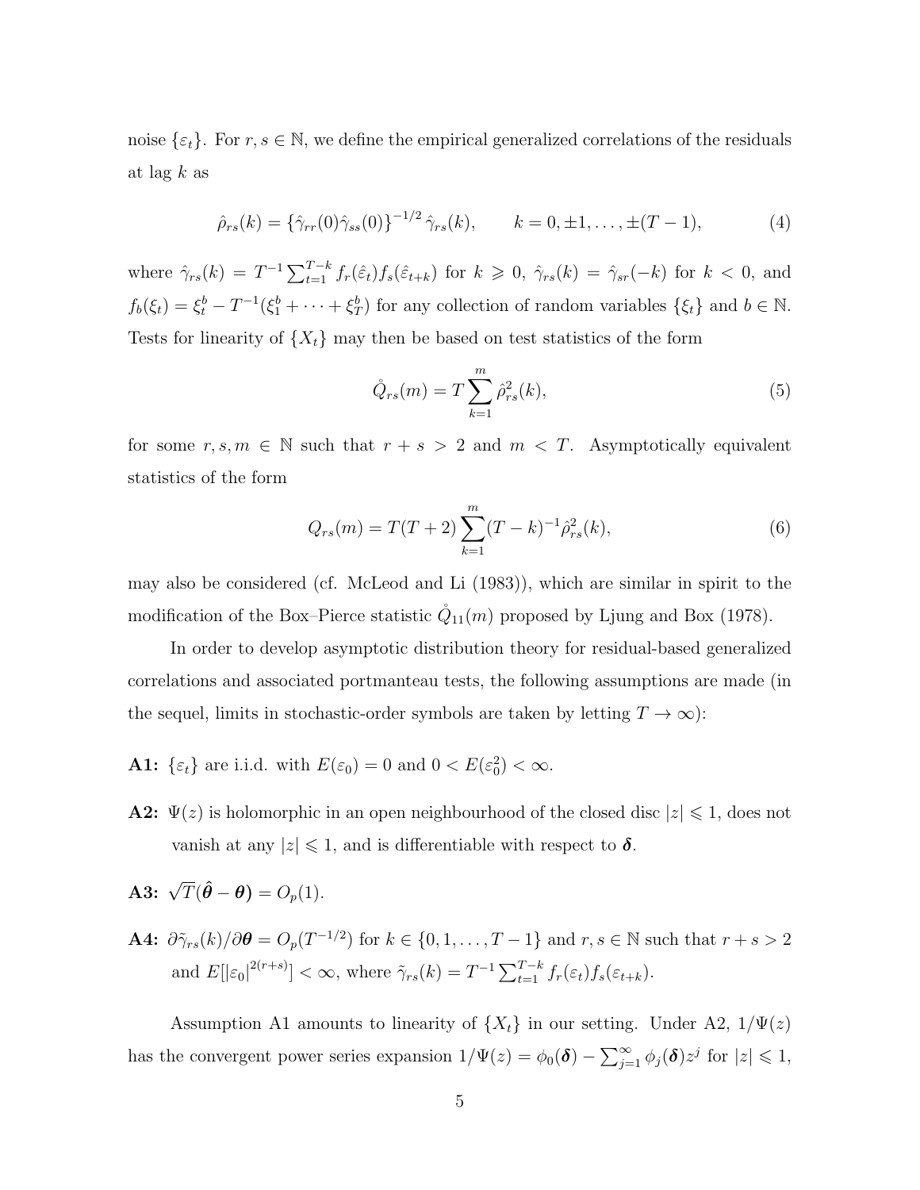noise $\{\varepsilon_t\}$. For $r, s \in \mathbb{N}$, we define the empirical generalized correlations of the residuals at lag $k$ as

$$\hat{\rho}_{rs}(k) = \{\hat{\gamma}_{rr}(0)\hat{\gamma}_{ss}(0)\}^{-1/2}\,\hat{\gamma}_{rs}(k), \qquad k = 0, \pm 1, \ldots, \pm(T-1), \tag{4}$$

where $\hat{\gamma}_{rs}(k) = T^{-1}\sum_{t=1}^{T-k} f_r(\hat{\varepsilon}_t) f_s(\hat{\varepsilon}_{t+k})$ for $k \geqslant 0$, $\hat{\gamma}_{rs}(k) = \hat{\gamma}_{sr}(-k)$ for $k < 0$, and $f_b(\xi_t) = \xi_t^b - T^{-1}(\xi_1^b + \cdots + \xi_T^b)$ for any collection of random variables $\{\xi_t\}$ and $b \in \mathbb{N}$. Tests for linearity of $\{X_t\}$ may then be based on test statistics of the form

$$\mathring{Q}_{rs}(m) = T\sum_{k=1}^{m} \hat{\rho}_{rs}^2(k), \tag{5}$$

for some $r, s, m \in \mathbb{N}$ such that $r + s > 2$ and $m < T$. Asymptotically equivalent statistics of the form

$$Q_{rs}(m) = T(T+2)\sum_{k=1}^{m}(T-k)^{-1}\hat{\rho}_{rs}^2(k), \tag{6}$$

may also be considered (cf. McLeod and Li (1983)), which are similar in spirit to the modification of the Box–Pierce statistic $\mathring{Q}_{11}(m)$ proposed by Ljung and Box (1978).

In order to develop asymptotic distribution theory for residual-based generalized correlations and associated portmanteau tests, the following assumptions are made (in the sequel, limits in stochastic-order symbols are taken by letting $T \to \infty$):

**A1:** $\{\varepsilon_t\}$ are i.i.d. with $E(\varepsilon_0) = 0$ and $0 < E(\varepsilon_0^2) < \infty$.

**A2:** $\Psi(z)$ is holomorphic in an open neighbourhood of the closed disc $|z| \leqslant 1$, does not vanish at any $|z| \leqslant 1$, and is differentiable with respect to $\boldsymbol{\delta}$.

**A3:** $\sqrt{T}(\hat{\boldsymbol{\theta}} - \boldsymbol{\theta}) = O_p(1)$.

**A4:** $\partial\tilde{\gamma}_{rs}(k)/\partial\boldsymbol{\theta} = O_p(T^{-1/2})$ for $k \in \{0, 1, \ldots, T-1\}$ and $r, s \in \mathbb{N}$ such that $r + s > 2$ and $E[|\varepsilon_0|^{2(r+s)}] < \infty$, where $\tilde{\gamma}_{rs}(k) = T^{-1}\sum_{t=1}^{T-k} f_r(\varepsilon_t) f_s(\varepsilon_{t+k})$.

Assumption A1 amounts to linearity of $\{X_t\}$ in our setting. Under A2, $1/\Psi(z)$ has the convergent power series expansion $1/\Psi(z) = \phi_0(\boldsymbol{\delta}) - \sum_{j=1}^{\infty} \phi_j(\boldsymbol{\delta}) z^j$ for $|z| \leqslant 1$,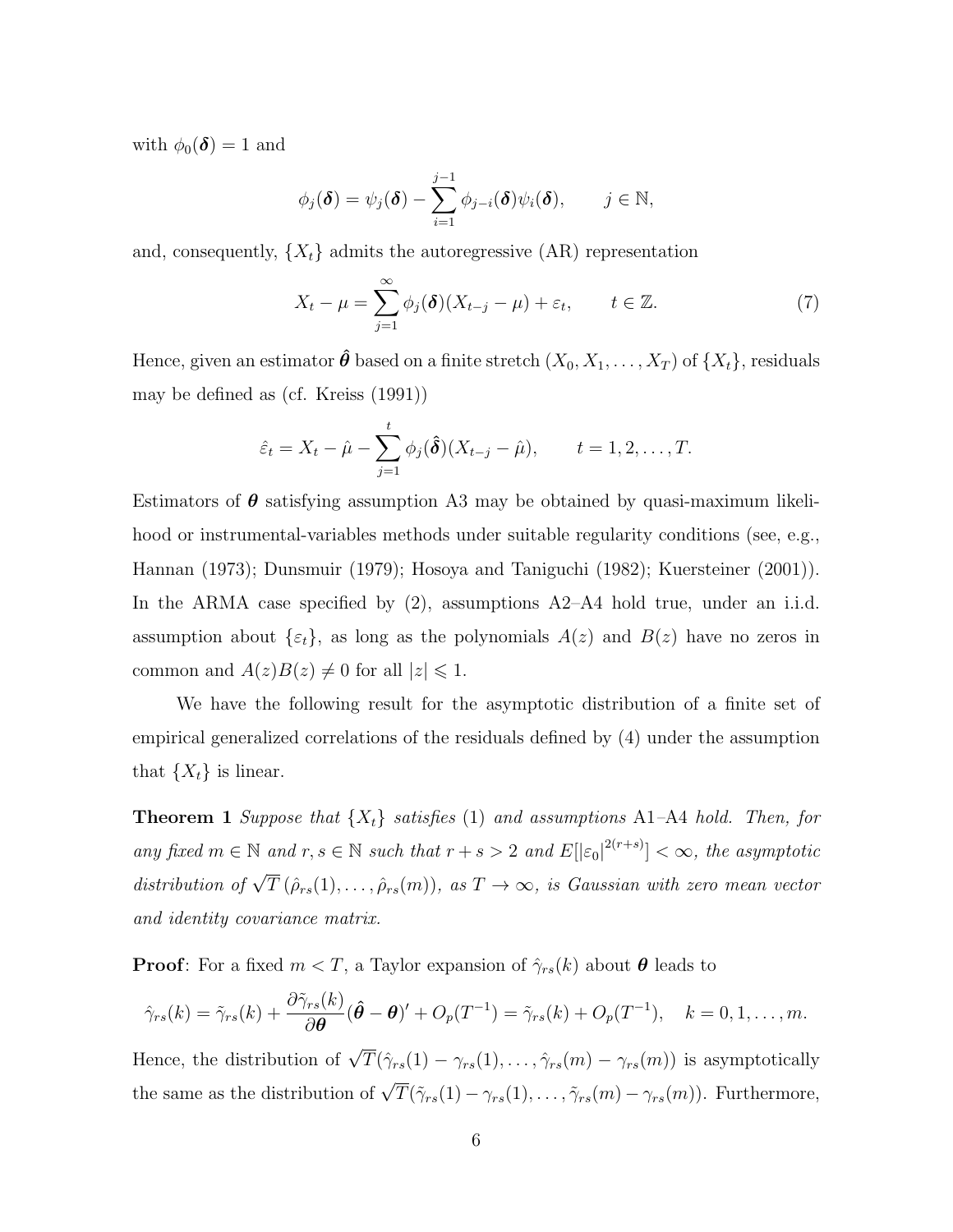with $\phi_0(\boldsymbol{\delta}) = 1$ and

$$\phi_j(\boldsymbol{\delta}) = \psi_j(\boldsymbol{\delta}) - \sum_{i=1}^{j-1} \phi_{j-i}(\boldsymbol{\delta})\psi_i(\boldsymbol{\delta}), \qquad j \in \mathbb{N},$$

and, consequently, $\{X_t\}$ admits the autoregressive (AR) representation

$$X_t - \mu = \sum_{j=1}^{\infty} \phi_j(\boldsymbol{\delta})(X_{t-j} - \mu) + \varepsilon_t, \qquad t \in \mathbb{Z}. \tag{7}$$

Hence, given an estimator $\hat{\boldsymbol{\theta}}$ based on a finite stretch $(X_0, X_1, \ldots, X_T)$ of $\{X_t\}$, residuals may be defined as (cf. Kreiss (1991))

$$\hat{\varepsilon}_t = X_t - \hat{\mu} - \sum_{j=1}^{t} \phi_j(\hat{\boldsymbol{\delta}})(X_{t-j} - \hat{\mu}), \qquad t = 1, 2, \ldots, T.$$

Estimators of $\boldsymbol{\theta}$ satisfying assumption A3 may be obtained by quasi-maximum likelihood or instrumental-variables methods under suitable regularity conditions (see, e.g., Hannan (1973); Dunsmuir (1979); Hosoya and Taniguchi (1982); Kuersteiner (2001)). In the ARMA case specified by (2), assumptions A2–A4 hold true, under an i.i.d. assumption about $\{\varepsilon_t\}$, as long as the polynomials $A(z)$ and $B(z)$ have no zeros in common and $A(z)B(z) \neq 0$ for all $|z| \leqslant 1$.

We have the following result for the asymptotic distribution of a finite set of empirical generalized correlations of the residuals defined by (4) under the assumption that $\{X_t\}$ is linear.

**Theorem 1** *Suppose that $\{X_t\}$ satisfies (1) and assumptions A1–A4 hold. Then, for any fixed $m \in \mathbb{N}$ and $r, s \in \mathbb{N}$ such that $r + s > 2$ and $E[|\varepsilon_0|^{2(r+s)}] < \infty$, the asymptotic distribution of $\sqrt{T}\,(\hat{\rho}_{rs}(1), \ldots, \hat{\rho}_{rs}(m))$, as $T \to \infty$, is Gaussian with zero mean vector and identity covariance matrix.*

**Proof**: For a fixed $m < T$, a Taylor expansion of $\hat{\gamma}_{rs}(k)$ about $\boldsymbol{\theta}$ leads to

$$\hat{\gamma}_{rs}(k) = \tilde{\gamma}_{rs}(k) + \frac{\partial \tilde{\gamma}_{rs}(k)}{\partial \boldsymbol{\theta}}(\hat{\boldsymbol{\theta}} - \boldsymbol{\theta})' + O_p(T^{-1}) = \tilde{\gamma}_{rs}(k) + O_p(T^{-1}), \quad k = 0, 1, \ldots, m.$$

Hence, the distribution of $\sqrt{T}(\hat{\gamma}_{rs}(1) - \gamma_{rs}(1), \ldots, \hat{\gamma}_{rs}(m) - \gamma_{rs}(m))$ is asymptotically the same as the distribution of $\sqrt{T}(\tilde{\gamma}_{rs}(1) - \gamma_{rs}(1), \ldots, \tilde{\gamma}_{rs}(m) - \gamma_{rs}(m))$. Furthermore,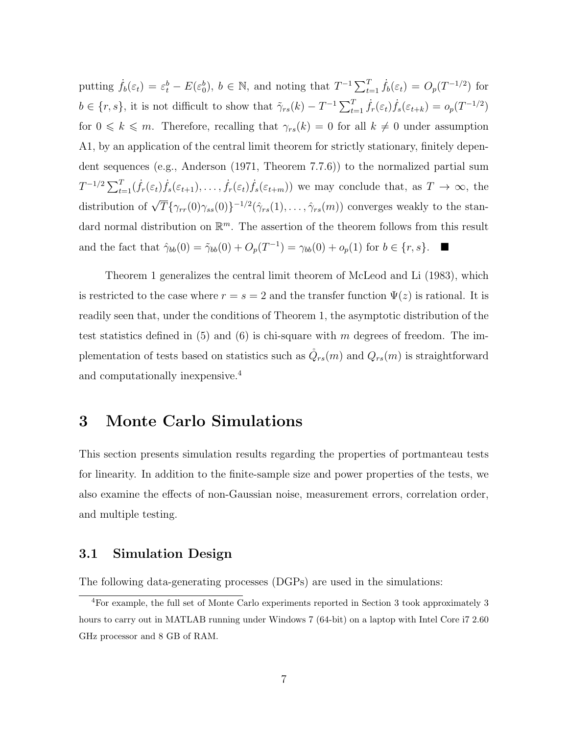putting $\dot{f}_b(\varepsilon_t) = \varepsilon_t^b - E(\varepsilon_0^b)$, $b \in \mathbb{N}$, and noting that $T^{-1}\sum_{t=1}^T \dot{f}_b(\varepsilon_t) = O_p(T^{-1/2})$ for $b \in \{r, s\}$, it is not difficult to show that $\tilde{\gamma}_{rs}(k) - T^{-1}\sum_{t=1}^T \dot{f}_r(\varepsilon_t)\dot{f}_s(\varepsilon_{t+k}) = o_p(T^{-1/2})$ for $0 \leqslant k \leqslant m$. Therefore, recalling that $\gamma_{rs}(k) = 0$ for all $k \neq 0$ under assumption A1, by an application of the central limit theorem for strictly stationary, finitely dependent sequences (e.g., Anderson (1971, Theorem 7.7.6)) to the normalized partial sum $T^{-1/2}\sum_{t=1}^T(\dot{f}_r(\varepsilon_t)\dot{f}_s(\varepsilon_{t+1}), \ldots, \dot{f}_r(\varepsilon_t)\dot{f}_s(\varepsilon_{t+m}))$ we may conclude that, as $T \to \infty$, the distribution of $\sqrt{T}\{\gamma_{rr}(0)\gamma_{ss}(0)\}^{-1/2}(\hat{\gamma}_{rs}(1), \ldots, \hat{\gamma}_{rs}(m))$ converges weakly to the standard normal distribution on $\mathbb{R}^m$. The assertion of the theorem follows from this result and the fact that $\hat{\gamma}_{bb}(0) = \tilde{\gamma}_{bb}(0) + O_p(T^{-1}) = \gamma_{bb}(0) + o_p(1)$ for $b \in \{r, s\}$. ■

Theorem 1 generalizes the central limit theorem of McLeod and Li (1983), which is restricted to the case where $r = s = 2$ and the transfer function $\Psi(z)$ is rational. It is readily seen that, under the conditions of Theorem 1, the asymptotic distribution of the test statistics defined in (5) and (6) is chi-square with $m$ degrees of freedom. The implementation of tests based on statistics such as $\mathring{Q}_{rs}(m)$ and $Q_{rs}(m)$ is straightforward and computationally inexpensive.[4]

# 3 Monte Carlo Simulations

This section presents simulation results regarding the properties of portmanteau tests for linearity. In addition to the finite-sample size and power properties of the tests, we also examine the effects of non-Gaussian noise, measurement errors, correlation order, and multiple testing.

## 3.1 Simulation Design

The following data-generating processes (DGPs) are used in the simulations:

[4] For example, the full set of Monte Carlo experiments reported in Section 3 took approximately 3 hours to carry out in MATLAB running under Windows 7 (64-bit) on a laptop with Intel Core i7 2.60 GHz processor and 8 GB of RAM.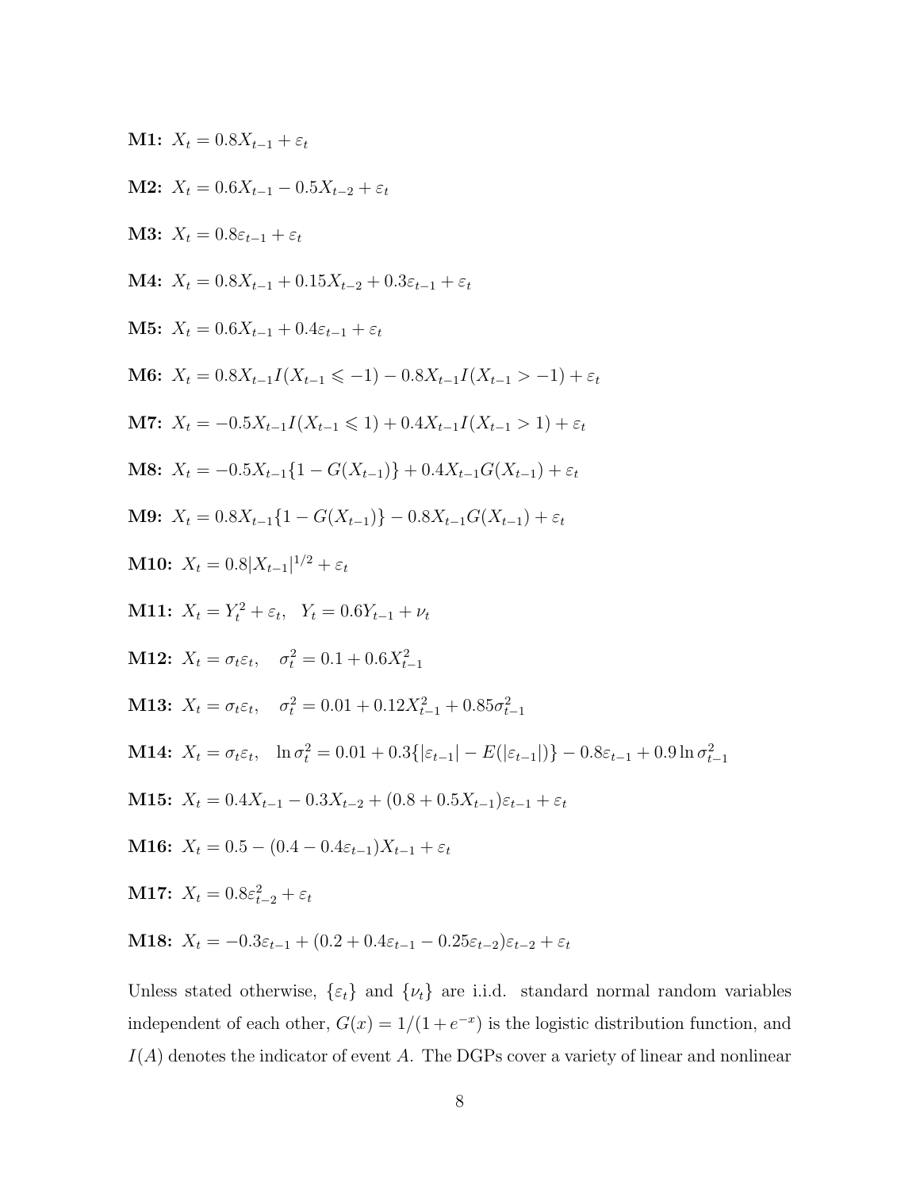**M1:** $X_t = 0.8X_{t-1} + \varepsilon_t$

**M2:** $X_t = 0.6X_{t-1} - 0.5X_{t-2} + \varepsilon_t$

**M3:** $X_t = 0.8\varepsilon_{t-1} + \varepsilon_t$

**M4:** $X_t = 0.8X_{t-1} + 0.15X_{t-2} + 0.3\varepsilon_{t-1} + \varepsilon_t$

**M5:** $X_t = 0.6X_{t-1} + 0.4\varepsilon_{t-1} + \varepsilon_t$

**M6:** $X_t = 0.8X_{t-1}I(X_{t-1} \leqslant -1) - 0.8X_{t-1}I(X_{t-1} > -1) + \varepsilon_t$

**M7:** $X_t = -0.5X_{t-1}I(X_{t-1} \leqslant 1) + 0.4X_{t-1}I(X_{t-1} > 1) + \varepsilon_t$

**M8:** $X_t = -0.5X_{t-1}\{1 - G(X_{t-1})\} + 0.4X_{t-1}G(X_{t-1}) + \varepsilon_t$

**M9:** $X_t = 0.8X_{t-1}\{1 - G(X_{t-1})\} - 0.8X_{t-1}G(X_{t-1}) + \varepsilon_t$

**M10:** $X_t = 0.8|X_{t-1}|^{1/2} + \varepsilon_t$

**M11:** $X_t = Y_t^2 + \varepsilon_t, \quad Y_t = 0.6Y_{t-1} + \nu_t$

**M12:** $X_t = \sigma_t\varepsilon_t, \quad \sigma_t^2 = 0.1 + 0.6X_{t-1}^2$

**M13:** $X_t = \sigma_t\varepsilon_t, \quad \sigma_t^2 = 0.01 + 0.12X_{t-1}^2 + 0.85\sigma_{t-1}^2$

**M14:** $X_t = \sigma_t\varepsilon_t, \quad \ln\sigma_t^2 = 0.01 + 0.3\{|\varepsilon_{t-1}| - E(|\varepsilon_{t-1}|)\} - 0.8\varepsilon_{t-1} + 0.9\ln\sigma_{t-1}^2$

**M15:** $X_t = 0.4X_{t-1} - 0.3X_{t-2} + (0.8 + 0.5X_{t-1})\varepsilon_{t-1} + \varepsilon_t$

**M16:** $X_t = 0.5 - (0.4 - 0.4\varepsilon_{t-1})X_{t-1} + \varepsilon_t$

**M17:** $X_t = 0.8\varepsilon_{t-2}^2 + \varepsilon_t$

**M18:** $X_t = -0.3\varepsilon_{t-1} + (0.2 + 0.4\varepsilon_{t-1} - 0.25\varepsilon_{t-2})\varepsilon_{t-2} + \varepsilon_t$

Unless stated otherwise, $\{\varepsilon_t\}$ and $\{\nu_t\}$ are i.i.d. standard normal random variables independent of each other, $G(x) = 1/(1 + e^{-x})$ is the logistic distribution function, and $I(A)$ denotes the indicator of event $A$. The DGPs cover a variety of linear and nonlinear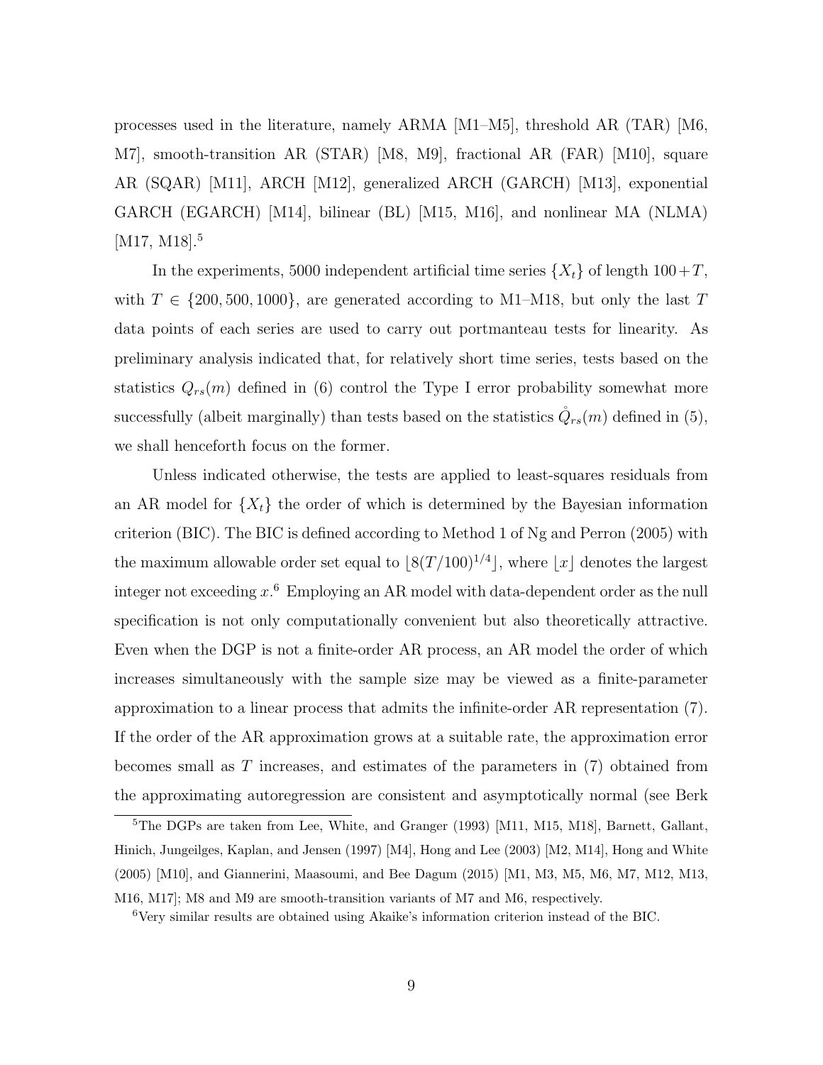processes used in the literature, namely ARMA [M1–M5], threshold AR (TAR) [M6, M7], smooth-transition AR (STAR) [M8, M9], fractional AR (FAR) [M10], square AR (SQAR) [M11], ARCH [M12], generalized ARCH (GARCH) [M13], exponential GARCH (EGARCH) [M14], bilinear (BL) [M15, M16], and nonlinear MA (NLMA) [M17, M18].[5]

In the experiments, 5000 independent artificial time series $\{X_t\}$ of length $100+T$, with $T \in \{200, 500, 1000\}$, are generated according to M1–M18, but only the last $T$ data points of each series are used to carry out portmanteau tests for linearity. As preliminary analysis indicated that, for relatively short time series, tests based on the statistics $Q_{rs}(m)$ defined in (6) control the Type I error probability somewhat more successfully (albeit marginally) than tests based on the statistics $\mathring{Q}_{rs}(m)$ defined in (5), we shall henceforth focus on the former.

Unless indicated otherwise, the tests are applied to least-squares residuals from an AR model for $\{X_t\}$ the order of which is determined by the Bayesian information criterion (BIC). The BIC is defined according to Method 1 of Ng and Perron (2005) with the maximum allowable order set equal to $\lfloor 8(T/100)^{1/4} \rfloor$, where $\lfloor x \rfloor$ denotes the largest integer not exceeding $x$.[6] Employing an AR model with data-dependent order as the null specification is not only computationally convenient but also theoretically attractive. Even when the DGP is not a finite-order AR process, an AR model the order of which increases simultaneously with the sample size may be viewed as a finite-parameter approximation to a linear process that admits the infinite-order AR representation (7). If the order of the AR approximation grows at a suitable rate, the approximation error becomes small as $T$ increases, and estimates of the parameters in (7) obtained from the approximating autoregression are consistent and asymptotically normal (see Berk

[5] The DGPs are taken from Lee, White, and Granger (1993) [M11, M15, M18], Barnett, Gallant, Hinich, Jungeilges, Kaplan, and Jensen (1997) [M4], Hong and Lee (2003) [M2, M14], Hong and White (2005) [M10], and Giannerini, Maasoumi, and Bee Dagum (2015) [M1, M3, M5, M6, M7, M12, M13, M16, M17]; M8 and M9 are smooth-transition variants of M7 and M6, respectively.

[6] Very similar results are obtained using Akaike's information criterion instead of the BIC.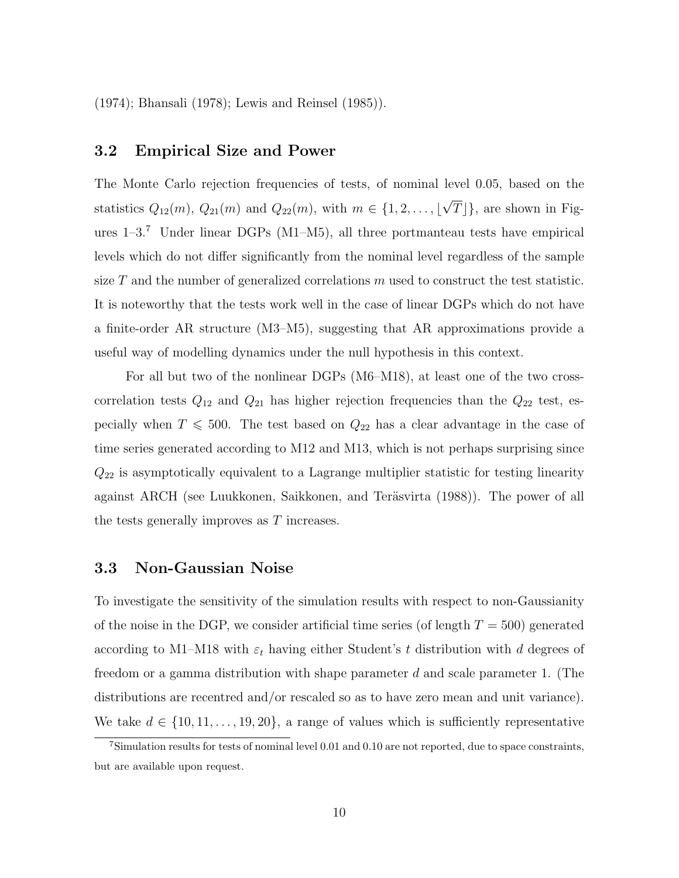(1974); Bhansali (1978); Lewis and Reinsel (1985)).

### 3.2 Empirical Size and Power

The Monte Carlo rejection frequencies of tests, of nominal level 0.05, based on the statistics $Q_{12}(m)$, $Q_{21}(m)$ and $Q_{22}(m)$, with $m \in \{1, 2, \ldots, \lfloor\sqrt{T}\rfloor\}$, are shown in Figures 1–3.[7] Under linear DGPs (M1–M5), all three portmanteau tests have empirical levels which do not differ significantly from the nominal level regardless of the sample size $T$ and the number of generalized correlations $m$ used to construct the test statistic. It is noteworthy that the tests work well in the case of linear DGPs which do not have a finite-order AR structure (M3–M5), suggesting that AR approximations provide a useful way of modelling dynamics under the null hypothesis in this context.

For all but two of the nonlinear DGPs (M6–M18), at least one of the two cross-correlation tests $Q_{12}$ and $Q_{21}$ has higher rejection frequencies than the $Q_{22}$ test, especially when $T \leqslant 500$. The test based on $Q_{22}$ has a clear advantage in the case of time series generated according to M12 and M13, which is not perhaps surprising since $Q_{22}$ is asymptotically equivalent to a Lagrange multiplier statistic for testing linearity against ARCH (see Luukkonen, Saikkonen, and Teräsvirta (1988)). The power of all the tests generally improves as $T$ increases.

### 3.3 Non-Gaussian Noise

To investigate the sensitivity of the simulation results with respect to non-Gaussianity of the noise in the DGP, we consider artificial time series (of length $T = 500$) generated according to M1–M18 with $\varepsilon_t$ having either Student's $t$ distribution with $d$ degrees of freedom or a gamma distribution with shape parameter $d$ and scale parameter 1. (The distributions are recentred and/or rescaled so as to have zero mean and unit variance). We take $d \in \{10, 11, \ldots, 19, 20\}$, a range of values which is sufficiently representative

[7] Simulation results for tests of nominal level 0.01 and 0.10 are not reported, due to space constraints, but are available upon request.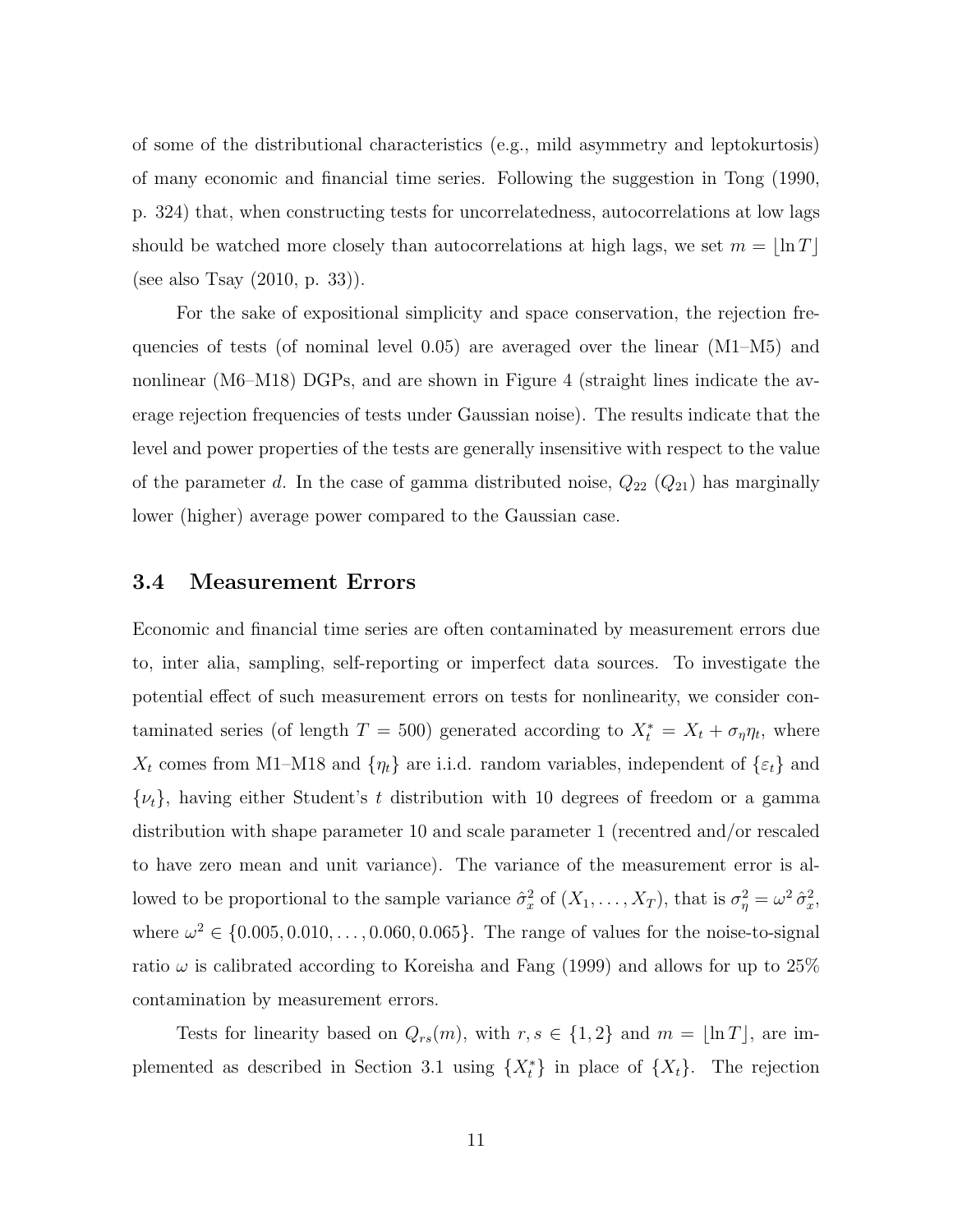of some of the distributional characteristics (e.g., mild asymmetry and leptokurtosis) of many economic and financial time series. Following the suggestion in Tong (1990, p. 324) that, when constructing tests for uncorrelatedness, autocorrelations at low lags should be watched more closely than autocorrelations at high lags, we set $m = \lfloor \ln T \rfloor$ (see also Tsay (2010, p. 33)).

For the sake of expositional simplicity and space conservation, the rejection frequencies of tests (of nominal level 0.05) are averaged over the linear (M1–M5) and nonlinear (M6–M18) DGPs, and are shown in Figure 4 (straight lines indicate the average rejection frequencies of tests under Gaussian noise). The results indicate that the level and power properties of the tests are generally insensitive with respect to the value of the parameter $d$. In the case of gamma distributed noise, $Q_{22}$ ($Q_{21}$) has marginally lower (higher) average power compared to the Gaussian case.

### 3.4 Measurement Errors

Economic and financial time series are often contaminated by measurement errors due to, inter alia, sampling, self-reporting or imperfect data sources. To investigate the potential effect of such measurement errors on tests for nonlinearity, we consider contaminated series (of length $T = 500$) generated according to $X_t^* = X_t + \sigma_\eta \eta_t$, where $X_t$ comes from M1–M18 and $\{\eta_t\}$ are i.i.d. random variables, independent of $\{\varepsilon_t\}$ and $\{\nu_t\}$, having either Student's $t$ distribution with 10 degrees of freedom or a gamma distribution with shape parameter 10 and scale parameter 1 (recentred and/or rescaled to have zero mean and unit variance). The variance of the measurement error is allowed to be proportional to the sample variance $\hat{\sigma}_x^2$ of $(X_1, \ldots, X_T)$, that is $\sigma_\eta^2 = \omega^2 \, \hat{\sigma}_x^2$, where $\omega^2 \in \{0.005, 0.010, \ldots, 0.060, 0.065\}$. The range of values for the noise-to-signal ratio $\omega$ is calibrated according to Koreisha and Fang (1999) and allows for up to 25% contamination by measurement errors.

Tests for linearity based on $Q_{rs}(m)$, with $r, s \in \{1, 2\}$ and $m = \lfloor \ln T \rfloor$, are implemented as described in Section 3.1 using $\{X_t^*\}$ in place of $\{X_t\}$. The rejection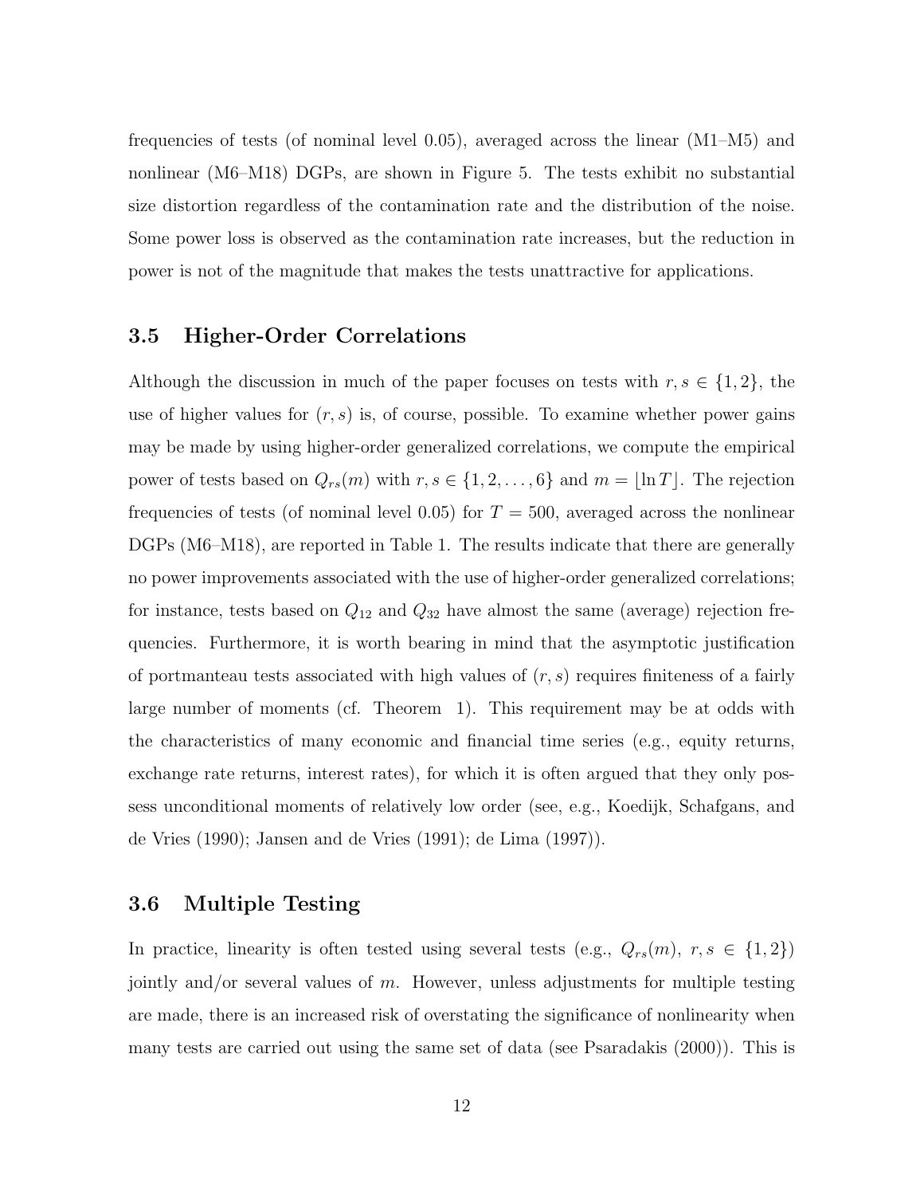frequencies of tests (of nominal level 0.05), averaged across the linear (M1–M5) and nonlinear (M6–M18) DGPs, are shown in Figure 5. The tests exhibit no substantial size distortion regardless of the contamination rate and the distribution of the noise. Some power loss is observed as the contamination rate increases, but the reduction in power is not of the magnitude that makes the tests unattractive for applications.

### 3.5 Higher-Order Correlations

Although the discussion in much of the paper focuses on tests with $r, s \in \{1, 2\}$, the use of higher values for $(r, s)$ is, of course, possible. To examine whether power gains may be made by using higher-order generalized correlations, we compute the empirical power of tests based on $Q_{rs}(m)$ with $r, s \in \{1, 2, \ldots, 6\}$ and $m = \lfloor \ln T \rfloor$. The rejection frequencies of tests (of nominal level 0.05) for $T = 500$, averaged across the nonlinear DGPs (M6–M18), are reported in Table 1. The results indicate that there are generally no power improvements associated with the use of higher-order generalized correlations; for instance, tests based on $Q_{12}$ and $Q_{32}$ have almost the same (average) rejection frequencies. Furthermore, it is worth bearing in mind that the asymptotic justification of portmanteau tests associated with high values of $(r, s)$ requires finiteness of a fairly large number of moments (cf. Theorem 1). This requirement may be at odds with the characteristics of many economic and financial time series (e.g., equity returns, exchange rate returns, interest rates), for which it is often argued that they only possess unconditional moments of relatively low order (see, e.g., Koedijk, Schafgans, and de Vries (1990); Jansen and de Vries (1991); de Lima (1997)).

### 3.6 Multiple Testing

In practice, linearity is often tested using several tests (e.g., $Q_{rs}(m),\ r, s \in \{1, 2\}$) jointly and/or several values of $m$. However, unless adjustments for multiple testing are made, there is an increased risk of overstating the significance of nonlinearity when many tests are carried out using the same set of data (see Psaradakis (2000)). This is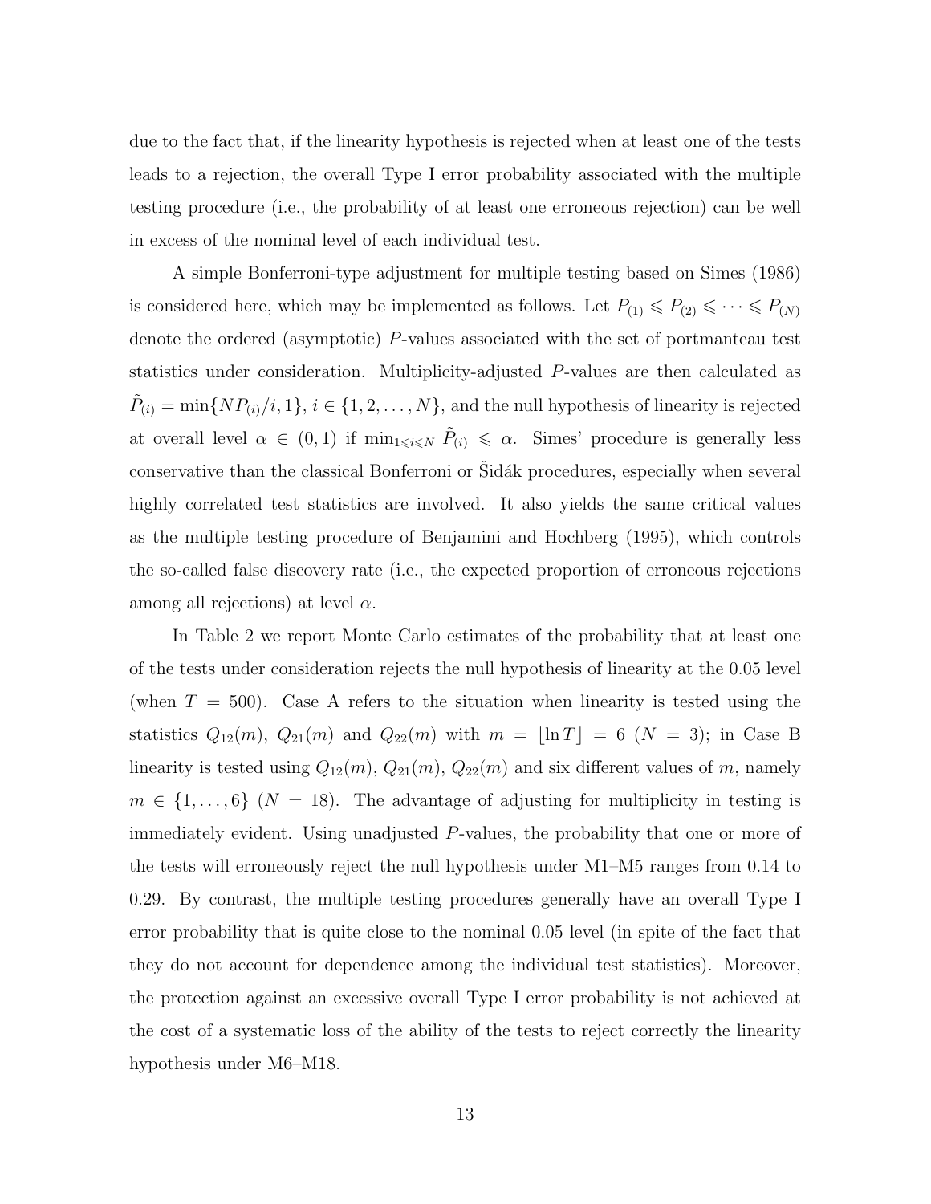due to the fact that, if the linearity hypothesis is rejected when at least one of the tests leads to a rejection, the overall Type I error probability associated with the multiple testing procedure (i.e., the probability of at least one erroneous rejection) can be well in excess of the nominal level of each individual test.

A simple Bonferroni-type adjustment for multiple testing based on Simes (1986) is considered here, which may be implemented as follows. Let $P_{(1)} \leqslant P_{(2)} \leqslant \cdots \leqslant P_{(N)}$ denote the ordered (asymptotic) $P$-values associated with the set of portmanteau test statistics under consideration. Multiplicity-adjusted $P$-values are then calculated as $\tilde{P}_{(i)} = \min\{NP_{(i)}/i, 1\}$, $i \in \{1, 2, \ldots, N\}$, and the null hypothesis of linearity is rejected at overall level $\alpha \in (0, 1)$ if $\min_{1 \leqslant i \leqslant N} \tilde{P}_{(i)} \leqslant \alpha$. Simes' procedure is generally less conservative than the classical Bonferroni or Šidák procedures, especially when several highly correlated test statistics are involved. It also yields the same critical values as the multiple testing procedure of Benjamini and Hochberg (1995), which controls the so-called false discovery rate (i.e., the expected proportion of erroneous rejections among all rejections) at level $\alpha$.

In Table 2 we report Monte Carlo estimates of the probability that at least one of the tests under consideration rejects the null hypothesis of linearity at the 0.05 level (when $T = 500$). Case A refers to the situation when linearity is tested using the statistics $Q_{12}(m)$, $Q_{21}(m)$ and $Q_{22}(m)$ with $m = \lfloor \ln T \rfloor = 6$ ($N = 3$); in Case B linearity is tested using $Q_{12}(m)$, $Q_{21}(m)$, $Q_{22}(m)$ and six different values of $m$, namely $m \in \{1, \ldots, 6\}$ ($N = 18$). The advantage of adjusting for multiplicity in testing is immediately evident. Using unadjusted $P$-values, the probability that one or more of the tests will erroneously reject the null hypothesis under M1–M5 ranges from 0.14 to 0.29. By contrast, the multiple testing procedures generally have an overall Type I error probability that is quite close to the nominal 0.05 level (in spite of the fact that they do not account for dependence among the individual test statistics). Moreover, the protection against an excessive overall Type I error probability is not achieved at the cost of a systematic loss of the ability of the tests to reject correctly the linearity hypothesis under M6–M18.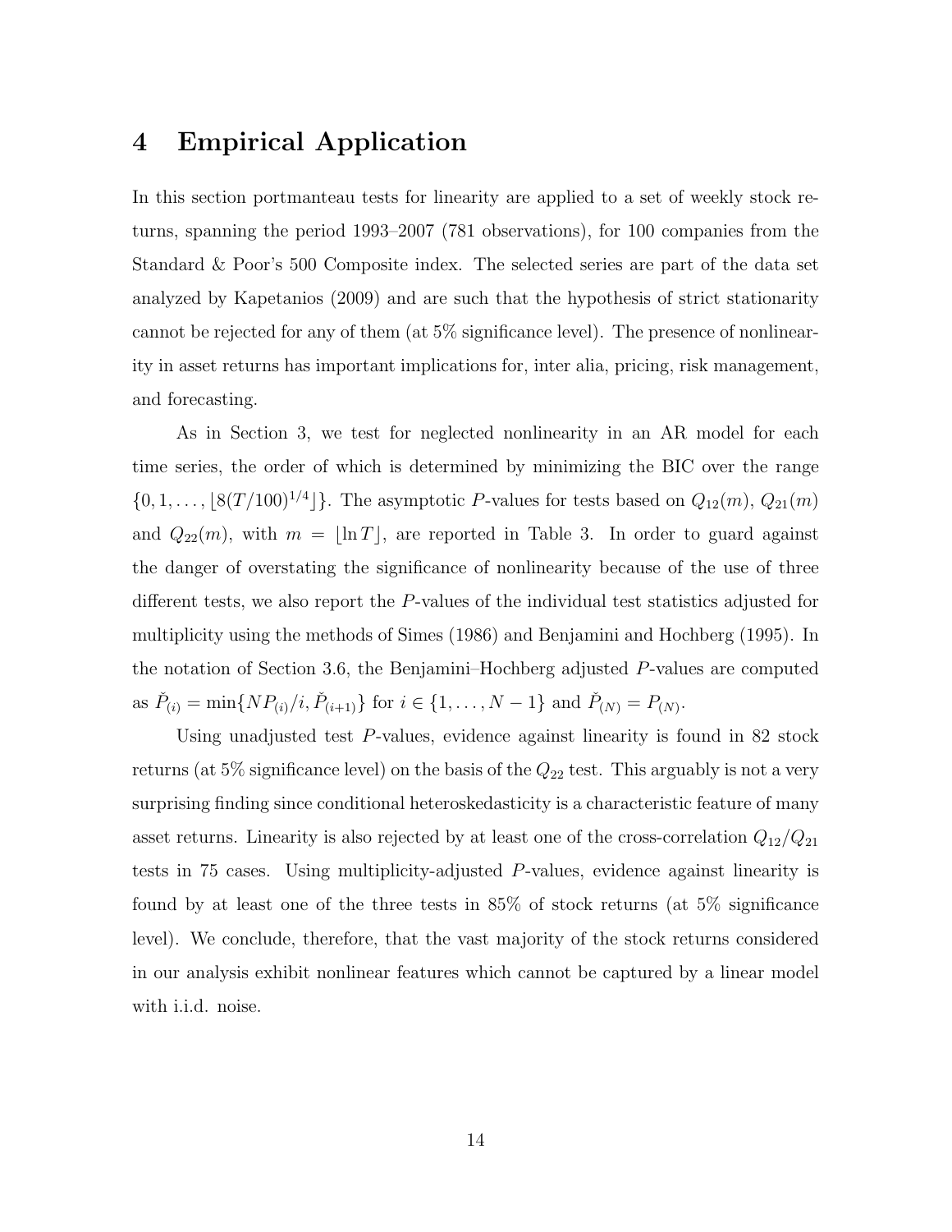# 4 Empirical Application

In this section portmanteau tests for linearity are applied to a set of weekly stock returns, spanning the period 1993–2007 (781 observations), for 100 companies from the Standard & Poor's 500 Composite index. The selected series are part of the data set analyzed by Kapetanios (2009) and are such that the hypothesis of strict stationarity cannot be rejected for any of them (at 5% significance level). The presence of nonlinearity in asset returns has important implications for, inter alia, pricing, risk management, and forecasting.

As in Section 3, we test for neglected nonlinearity in an AR model for each time series, the order of which is determined by minimizing the BIC over the range $\{0, 1, \ldots, \lfloor 8(T/100)^{1/4} \rfloor\}$. The asymptotic $P$-values for tests based on $Q_{12}(m)$, $Q_{21}(m)$ and $Q_{22}(m)$, with $m = \lfloor \ln T \rfloor$, are reported in Table 3. In order to guard against the danger of overstating the significance of nonlinearity because of the use of three different tests, we also report the $P$-values of the individual test statistics adjusted for multiplicity using the methods of Simes (1986) and Benjamini and Hochberg (1995). In the notation of Section 3.6, the Benjamini–Hochberg adjusted $P$-values are computed as $\check{P}_{(i)} = \min\{NP_{(i)}/i, \check{P}_{(i+1)}\}$ for $i \in \{1, \ldots, N-1\}$ and $\check{P}_{(N)} = P_{(N)}$.

Using unadjusted test $P$-values, evidence against linearity is found in 82 stock returns (at 5% significance level) on the basis of the $Q_{22}$ test. This arguably is not a very surprising finding since conditional heteroskedasticity is a characteristic feature of many asset returns. Linearity is also rejected by at least one of the cross-correlation $Q_{12}/Q_{21}$ tests in 75 cases. Using multiplicity-adjusted $P$-values, evidence against linearity is found by at least one of the three tests in 85% of stock returns (at 5% significance level). We conclude, therefore, that the vast majority of the stock returns considered in our analysis exhibit nonlinear features which cannot be captured by a linear model with i.i.d. noise.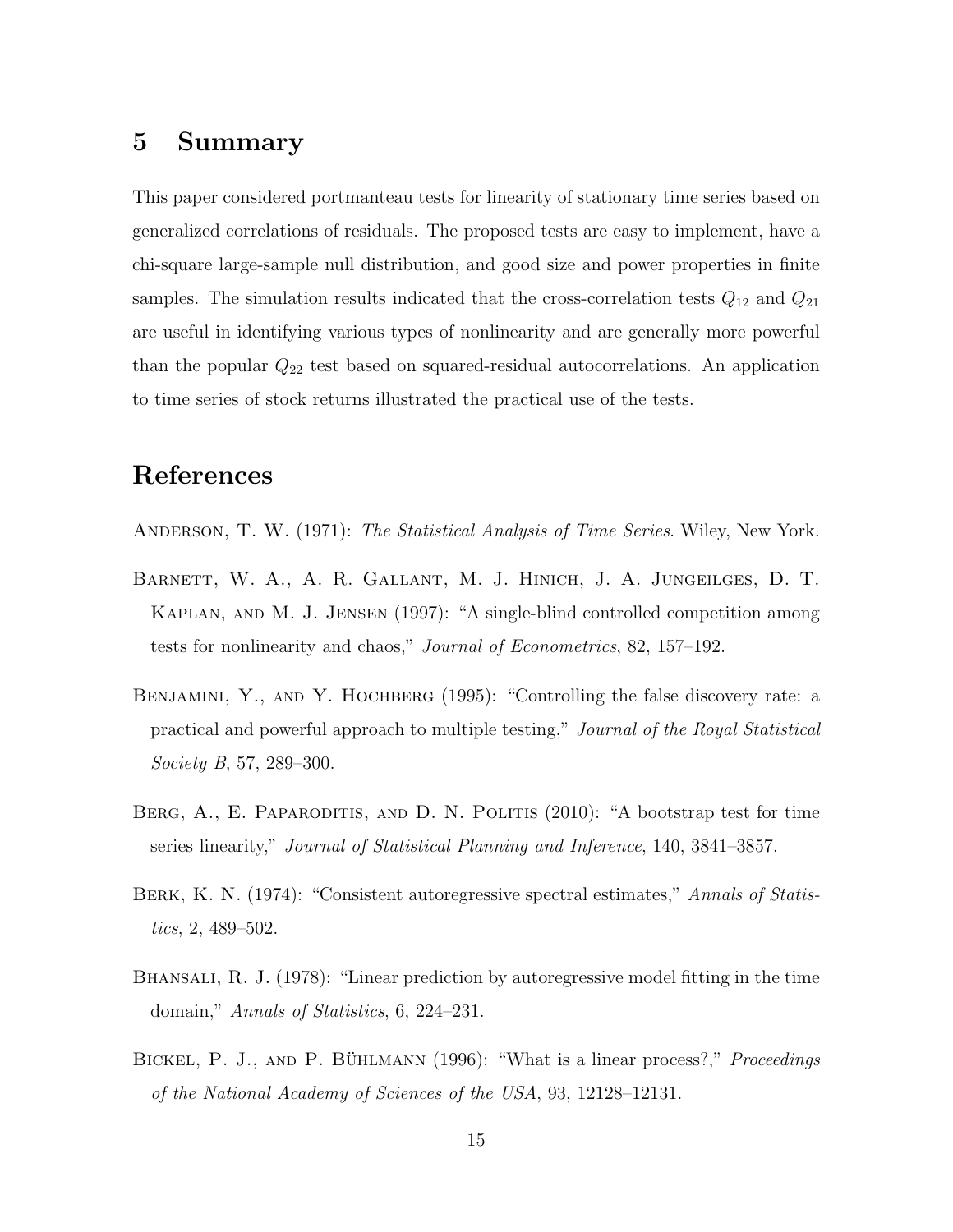# 5 Summary

This paper considered portmanteau tests for linearity of stationary time series based on generalized correlations of residuals. The proposed tests are easy to implement, have a chi-square large-sample null distribution, and good size and power properties in finite samples. The simulation results indicated that the cross-correlation tests $Q_{12}$ and $Q_{21}$ are useful in identifying various types of nonlinearity and are generally more powerful than the popular $Q_{22}$ test based on squared-residual autocorrelations. An application to time series of stock returns illustrated the practical use of the tests.

# References

Anderson, T. W. (1971): *The Statistical Analysis of Time Series*. Wiley, New York.

Barnett, W. A., A. R. Gallant, M. J. Hinich, J. A. Jungeilges, D. T. Kaplan, and M. J. Jensen (1997): "A single-blind controlled competition among tests for nonlinearity and chaos," *Journal of Econometrics*, 82, 157–192.

Benjamini, Y., and Y. Hochberg (1995): "Controlling the false discovery rate: a practical and powerful approach to multiple testing," *Journal of the Royal Statistical Society B*, 57, 289–300.

Berg, A., E. Paparoditis, and D. N. Politis (2010): "A bootstrap test for time series linearity," *Journal of Statistical Planning and Inference*, 140, 3841–3857.

Berk, K. N. (1974): "Consistent autoregressive spectral estimates," *Annals of Statistics*, 2, 489–502.

Bhansali, R. J. (1978): "Linear prediction by autoregressive model fitting in the time domain," *Annals of Statistics*, 6, 224–231.

Bickel, P. J., and P. Bühlmann (1996): "What is a linear process?," *Proceedings of the National Academy of Sciences of the USA*, 93, 12128–12131.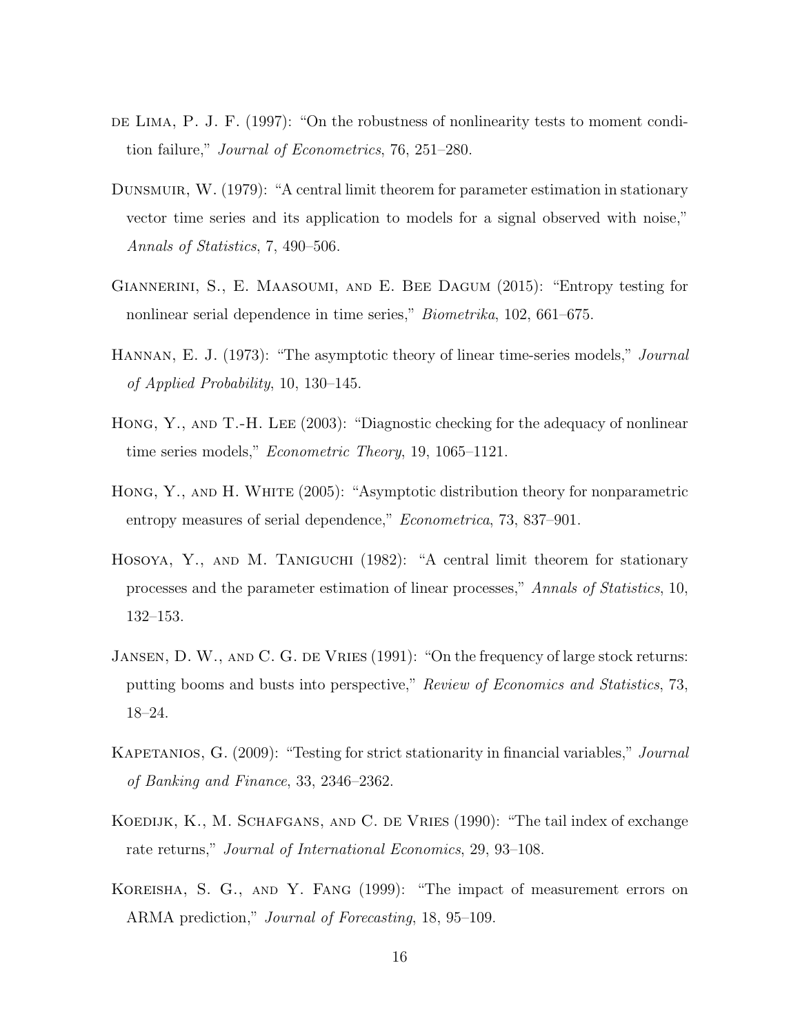de Lima, P. J. F. (1997): "On the robustness of nonlinearity tests to moment condition failure," *Journal of Econometrics*, 76, 251–280.

Dunsmuir, W. (1979): "A central limit theorem for parameter estimation in stationary vector time series and its application to models for a signal observed with noise," *Annals of Statistics*, 7, 490–506.

Giannerini, S., E. Maasoumi, and E. Bee Dagum (2015): "Entropy testing for nonlinear serial dependence in time series," *Biometrika*, 102, 661–675.

Hannan, E. J. (1973): "The asymptotic theory of linear time-series models," *Journal of Applied Probability*, 10, 130–145.

Hong, Y., and T.-H. Lee (2003): "Diagnostic checking for the adequacy of nonlinear time series models," *Econometric Theory*, 19, 1065–1121.

Hong, Y., and H. White (2005): "Asymptotic distribution theory for nonparametric entropy measures of serial dependence," *Econometrica*, 73, 837–901.

Hosoya, Y., and M. Taniguchi (1982): "A central limit theorem for stationary processes and the parameter estimation of linear processes," *Annals of Statistics*, 10, 132–153.

Jansen, D. W., and C. G. de Vries (1991): "On the frequency of large stock returns: putting booms and busts into perspective," *Review of Economics and Statistics*, 73, 18–24.

Kapetanios, G. (2009): "Testing for strict stationarity in financial variables," *Journal of Banking and Finance*, 33, 2346–2362.

Koedijk, K., M. Schafgans, and C. de Vries (1990): "The tail index of exchange rate returns," *Journal of International Economics*, 29, 93–108.

Koreisha, S. G., and Y. Fang (1999): "The impact of measurement errors on ARMA prediction," *Journal of Forecasting*, 18, 95–109.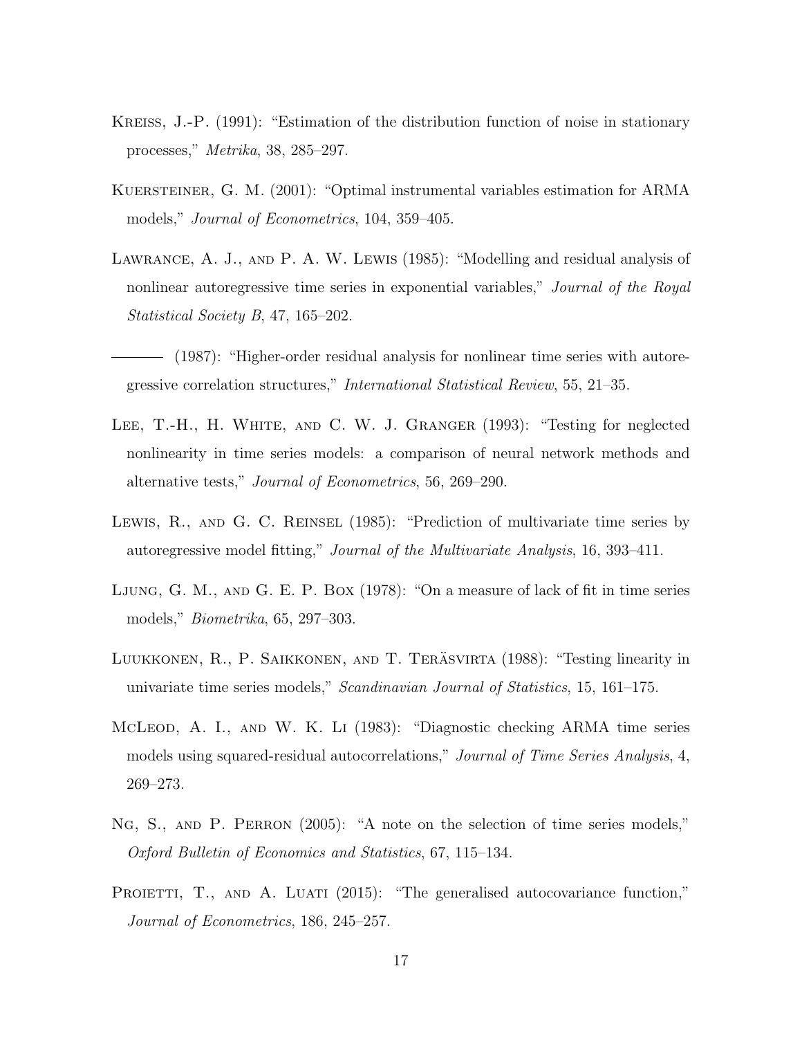Kreiss, J.-P. (1991): "Estimation of the distribution function of noise in stationary processes," *Metrika*, 38, 285–297.

Kuersteiner, G. M. (2001): "Optimal instrumental variables estimation for ARMA models," *Journal of Econometrics*, 104, 359–405.

Lawrance, A. J., and P. A. W. Lewis (1985): "Modelling and residual analysis of nonlinear autoregressive time series in exponential variables," *Journal of the Royal Statistical Society B*, 47, 165–202.

——— (1987): "Higher-order residual analysis for nonlinear time series with autoregressive correlation structures," *International Statistical Review*, 55, 21–35.

Lee, T.-H., H. White, and C. W. J. Granger (1993): "Testing for neglected nonlinearity in time series models: a comparison of neural network methods and alternative tests," *Journal of Econometrics*, 56, 269–290.

Lewis, R., and G. C. Reinsel (1985): "Prediction of multivariate time series by autoregressive model fitting," *Journal of the Multivariate Analysis*, 16, 393–411.

Ljung, G. M., and G. E. P. Box (1978): "On a measure of lack of fit in time series models," *Biometrika*, 65, 297–303.

Luukkonen, R., P. Saikkonen, and T. Teräsvirta (1988): "Testing linearity in univariate time series models," *Scandinavian Journal of Statistics*, 15, 161–175.

McLeod, A. I., and W. K. Li (1983): "Diagnostic checking ARMA time series models using squared-residual autocorrelations," *Journal of Time Series Analysis*, 4, 269–273.

Ng, S., and P. Perron (2005): "A note on the selection of time series models," *Oxford Bulletin of Economics and Statistics*, 67, 115–134.

Proietti, T., and A. Luati (2015): "The generalised autocovariance function," *Journal of Econometrics*, 186, 245–257.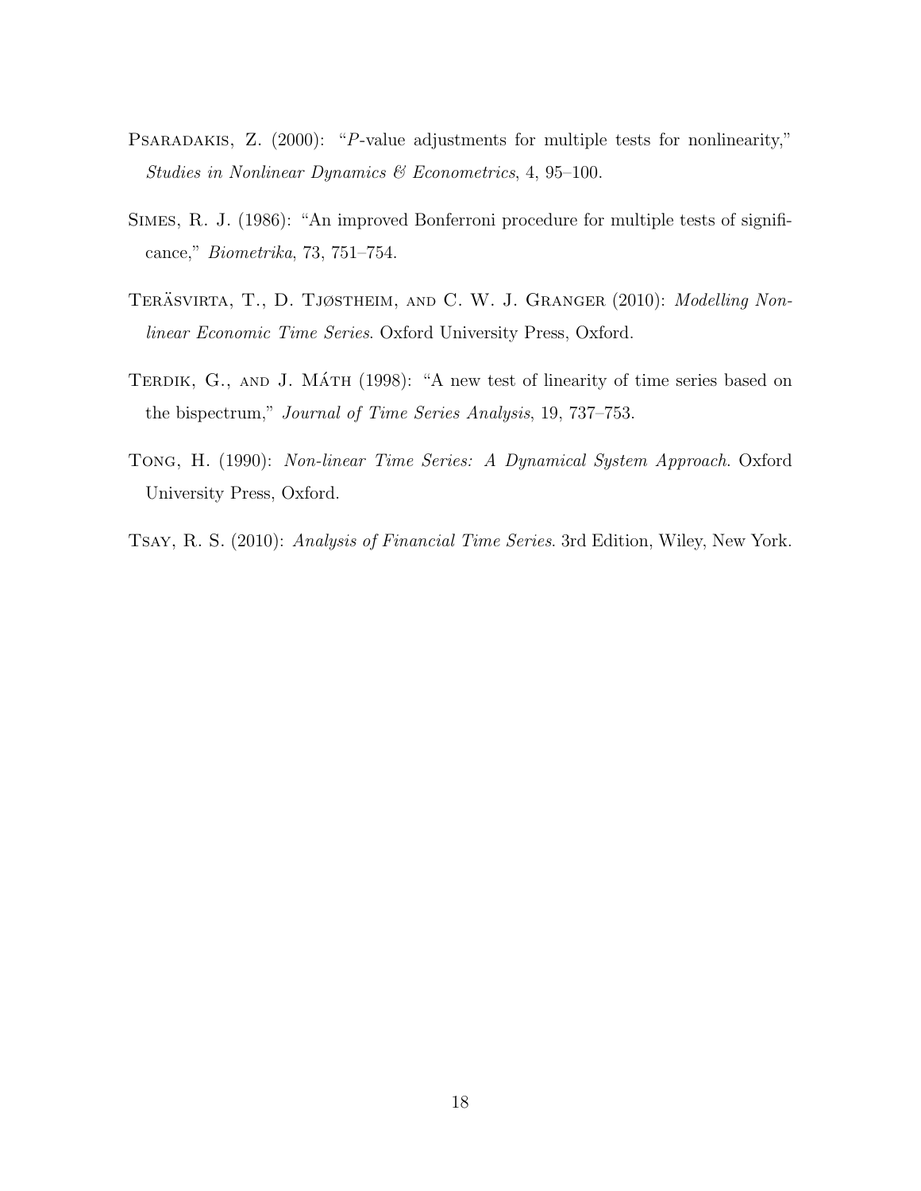Psaradakis, Z. (2000): "*P*-value adjustments for multiple tests for nonlinearity," *Studies in Nonlinear Dynamics & Econometrics*, 4, 95–100.

Simes, R. J. (1986): "An improved Bonferroni procedure for multiple tests of significance," *Biometrika*, 73, 751–754.

Teräsvirta, T., D. Tjøstheim, and C. W. J. Granger (2010): *Modelling Nonlinear Economic Time Series*. Oxford University Press, Oxford.

Terdik, G., and J. Máth (1998): "A new test of linearity of time series based on the bispectrum," *Journal of Time Series Analysis*, 19, 737–753.

Tong, H. (1990): *Non-linear Time Series: A Dynamical System Approach*. Oxford University Press, Oxford.

Tsay, R. S. (2010): *Analysis of Financial Time Series*. 3rd Edition, Wiley, New York.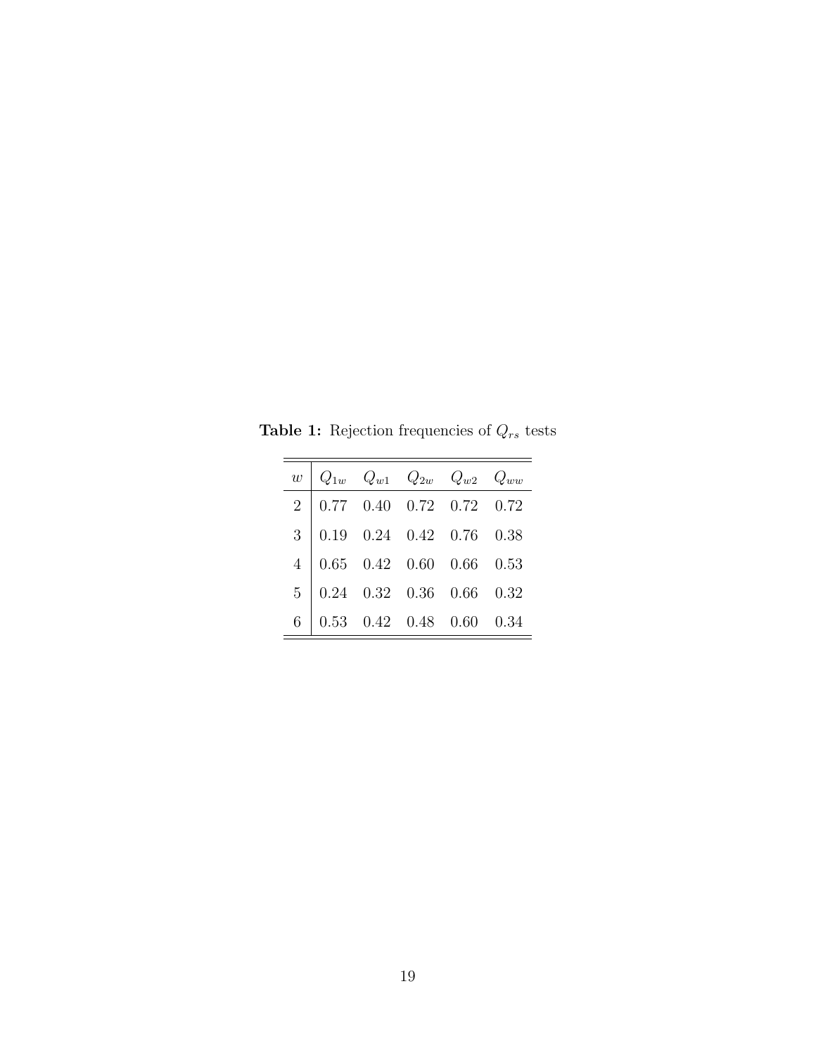**Table 1:** Rejection frequencies of $Q_{rs}$ tests

| $w$ | $Q_{1w}$ | $Q_{w1}$ | $Q_{2w}$ | $Q_{w2}$ | $Q_{ww}$ |
|---|---|---|---|---|---|
| 2 | 0.77 | 0.40 | 0.72 | 0.72 | 0.72 |
| 3 | 0.19 | 0.24 | 0.42 | 0.76 | 0.38 |
| 4 | 0.65 | 0.42 | 0.60 | 0.66 | 0.53 |
| 5 | 0.24 | 0.32 | 0.36 | 0.66 | 0.32 |
| 6 | 0.53 | 0.42 | 0.48 | 0.60 | 0.34 |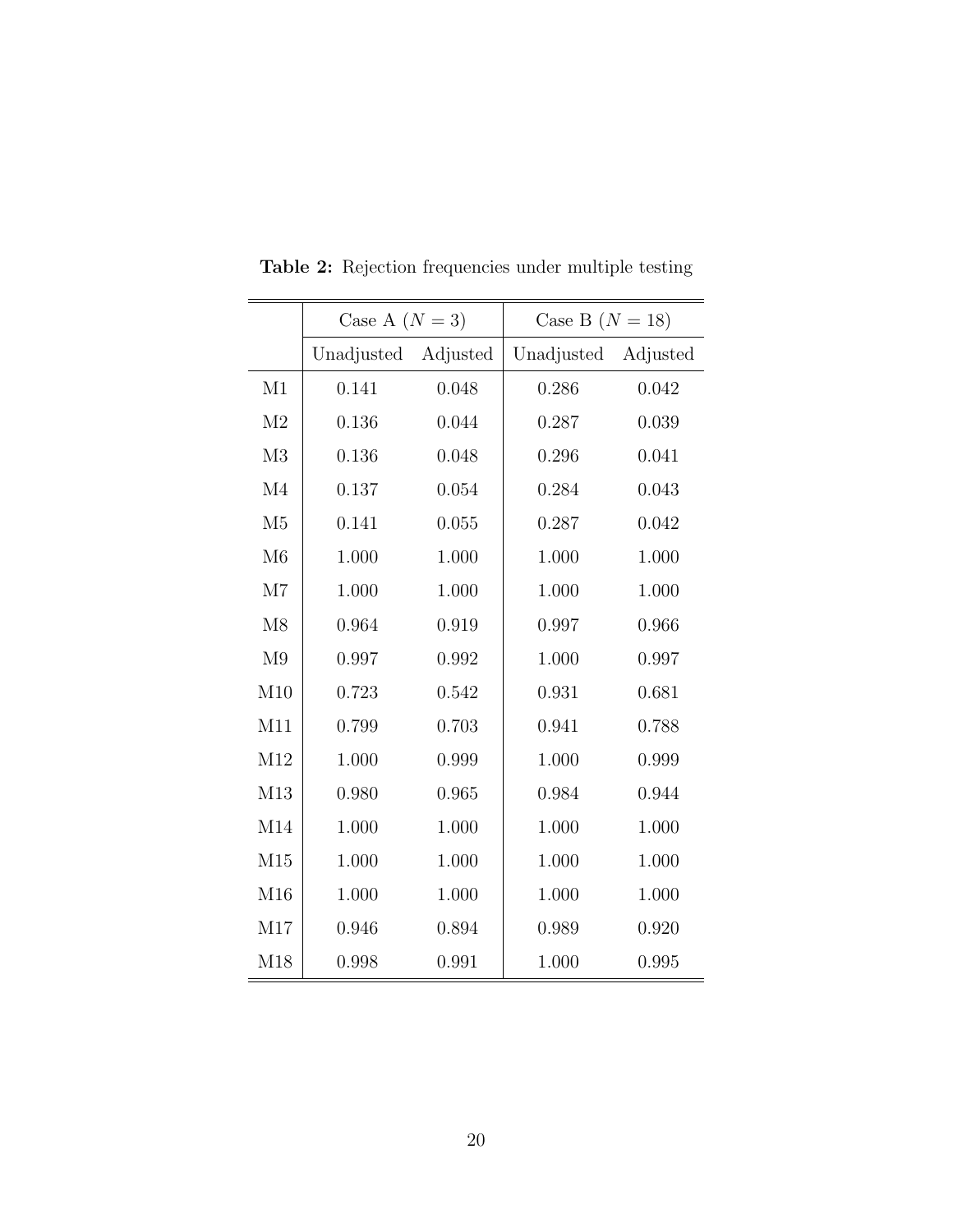**Table 2:** Rejection frequencies under multiple testing

| | Case A ($N = 3$) | | Case B ($N = 18$) | |
|---|---|---|---|---|
| | Unadjusted | Adjusted | Unadjusted | Adjusted |
| M1 | 0.141 | 0.048 | 0.286 | 0.042 |
| M2 | 0.136 | 0.044 | 0.287 | 0.039 |
| M3 | 0.136 | 0.048 | 0.296 | 0.041 |
| M4 | 0.137 | 0.054 | 0.284 | 0.043 |
| M5 | 0.141 | 0.055 | 0.287 | 0.042 |
| M6 | 1.000 | 1.000 | 1.000 | 1.000 |
| M7 | 1.000 | 1.000 | 1.000 | 1.000 |
| M8 | 0.964 | 0.919 | 0.997 | 0.966 |
| M9 | 0.997 | 0.992 | 1.000 | 0.997 |
| M10 | 0.723 | 0.542 | 0.931 | 0.681 |
| M11 | 0.799 | 0.703 | 0.941 | 0.788 |
| M12 | 1.000 | 0.999 | 1.000 | 0.999 |
| M13 | 0.980 | 0.965 | 0.984 | 0.944 |
| M14 | 1.000 | 1.000 | 1.000 | 1.000 |
| M15 | 1.000 | 1.000 | 1.000 | 1.000 |
| M16 | 1.000 | 1.000 | 1.000 | 1.000 |
| M17 | 0.946 | 0.894 | 0.989 | 0.920 |
| M18 | 0.998 | 0.991 | 1.000 | 0.995 |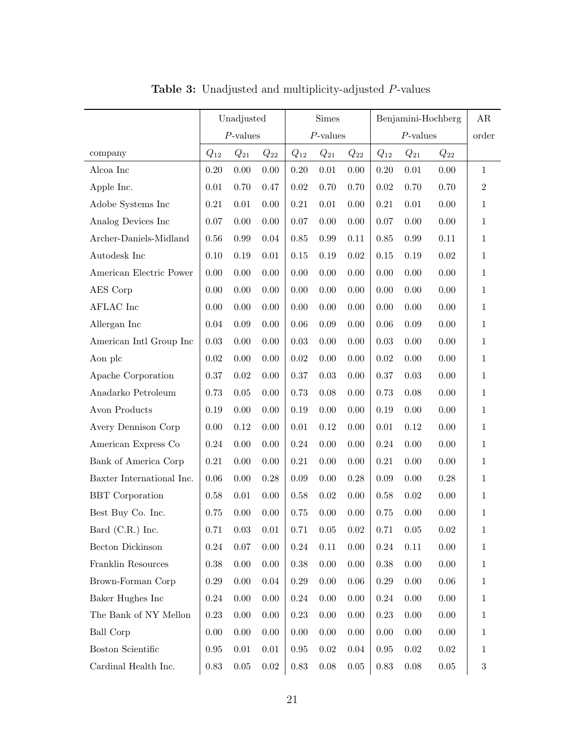**Table 3:** Unadjusted and multiplicity-adjusted $P$-values

| | Unadjusted $P$-values | | | Simes $P$-values | | | Benjamini-Hochberg $P$-values | | | AR order |
|---|---|---|---|---|---|---|---|---|---|---|
| company | $Q_{12}$ | $Q_{21}$ | $Q_{22}$ | $Q_{12}$ | $Q_{21}$ | $Q_{22}$ | $Q_{12}$ | $Q_{21}$ | $Q_{22}$ | |
| Alcoa Inc | 0.20 | 0.00 | 0.00 | 0.20 | 0.01 | 0.00 | 0.20 | 0.01 | 0.00 | 1 |
| Apple Inc. | 0.01 | 0.70 | 0.47 | 0.02 | 0.70 | 0.70 | 0.02 | 0.70 | 0.70 | 2 |
| Adobe Systems Inc | 0.21 | 0.01 | 0.00 | 0.21 | 0.01 | 0.00 | 0.21 | 0.01 | 0.00 | 1 |
| Analog Devices Inc | 0.07 | 0.00 | 0.00 | 0.07 | 0.00 | 0.00 | 0.07 | 0.00 | 0.00 | 1 |
| Archer-Daniels-Midland | 0.56 | 0.99 | 0.04 | 0.85 | 0.99 | 0.11 | 0.85 | 0.99 | 0.11 | 1 |
| Autodesk Inc | 0.10 | 0.19 | 0.01 | 0.15 | 0.19 | 0.02 | 0.15 | 0.19 | 0.02 | 1 |
| American Electric Power | 0.00 | 0.00 | 0.00 | 0.00 | 0.00 | 0.00 | 0.00 | 0.00 | 0.00 | 1 |
| AES Corp | 0.00 | 0.00 | 0.00 | 0.00 | 0.00 | 0.00 | 0.00 | 0.00 | 0.00 | 1 |
| AFLAC Inc | 0.00 | 0.00 | 0.00 | 0.00 | 0.00 | 0.00 | 0.00 | 0.00 | 0.00 | 1 |
| Allergan Inc | 0.04 | 0.09 | 0.00 | 0.06 | 0.09 | 0.00 | 0.06 | 0.09 | 0.00 | 1 |
| American Intl Group Inc | 0.03 | 0.00 | 0.00 | 0.03 | 0.00 | 0.00 | 0.03 | 0.00 | 0.00 | 1 |
| Aon plc | 0.02 | 0.00 | 0.00 | 0.02 | 0.00 | 0.00 | 0.02 | 0.00 | 0.00 | 1 |
| Apache Corporation | 0.37 | 0.02 | 0.00 | 0.37 | 0.03 | 0.00 | 0.37 | 0.03 | 0.00 | 1 |
| Anadarko Petroleum | 0.73 | 0.05 | 0.00 | 0.73 | 0.08 | 0.00 | 0.73 | 0.08 | 0.00 | 1 |
| Avon Products | 0.19 | 0.00 | 0.00 | 0.19 | 0.00 | 0.00 | 0.19 | 0.00 | 0.00 | 1 |
| Avery Dennison Corp | 0.00 | 0.12 | 0.00 | 0.01 | 0.12 | 0.00 | 0.01 | 0.12 | 0.00 | 1 |
| American Express Co | 0.24 | 0.00 | 0.00 | 0.24 | 0.00 | 0.00 | 0.24 | 0.00 | 0.00 | 1 |
| Bank of America Corp | 0.21 | 0.00 | 0.00 | 0.21 | 0.00 | 0.00 | 0.21 | 0.00 | 0.00 | 1 |
| Baxter International Inc. | 0.06 | 0.00 | 0.28 | 0.09 | 0.00 | 0.28 | 0.09 | 0.00 | 0.28 | 1 |
| BBT Corporation | 0.58 | 0.01 | 0.00 | 0.58 | 0.02 | 0.00 | 0.58 | 0.02 | 0.00 | 1 |
| Best Buy Co. Inc. | 0.75 | 0.00 | 0.00 | 0.75 | 0.00 | 0.00 | 0.75 | 0.00 | 0.00 | 1 |
| Bard (C.R.) Inc. | 0.71 | 0.03 | 0.01 | 0.71 | 0.05 | 0.02 | 0.71 | 0.05 | 0.02 | 1 |
| Becton Dickinson | 0.24 | 0.07 | 0.00 | 0.24 | 0.11 | 0.00 | 0.24 | 0.11 | 0.00 | 1 |
| Franklin Resources | 0.38 | 0.00 | 0.00 | 0.38 | 0.00 | 0.00 | 0.38 | 0.00 | 0.00 | 1 |
| Brown-Forman Corp | 0.29 | 0.00 | 0.04 | 0.29 | 0.00 | 0.06 | 0.29 | 0.00 | 0.06 | 1 |
| Baker Hughes Inc | 0.24 | 0.00 | 0.00 | 0.24 | 0.00 | 0.00 | 0.24 | 0.00 | 0.00 | 1 |
| The Bank of NY Mellon | 0.23 | 0.00 | 0.00 | 0.23 | 0.00 | 0.00 | 0.23 | 0.00 | 0.00 | 1 |
| Ball Corp | 0.00 | 0.00 | 0.00 | 0.00 | 0.00 | 0.00 | 0.00 | 0.00 | 0.00 | 1 |
| Boston Scientific | 0.95 | 0.01 | 0.01 | 0.95 | 0.02 | 0.04 | 0.95 | 0.02 | 0.02 | 1 |
| Cardinal Health Inc. | 0.83 | 0.05 | 0.02 | 0.83 | 0.08 | 0.05 | 0.83 | 0.08 | 0.05 | 3 |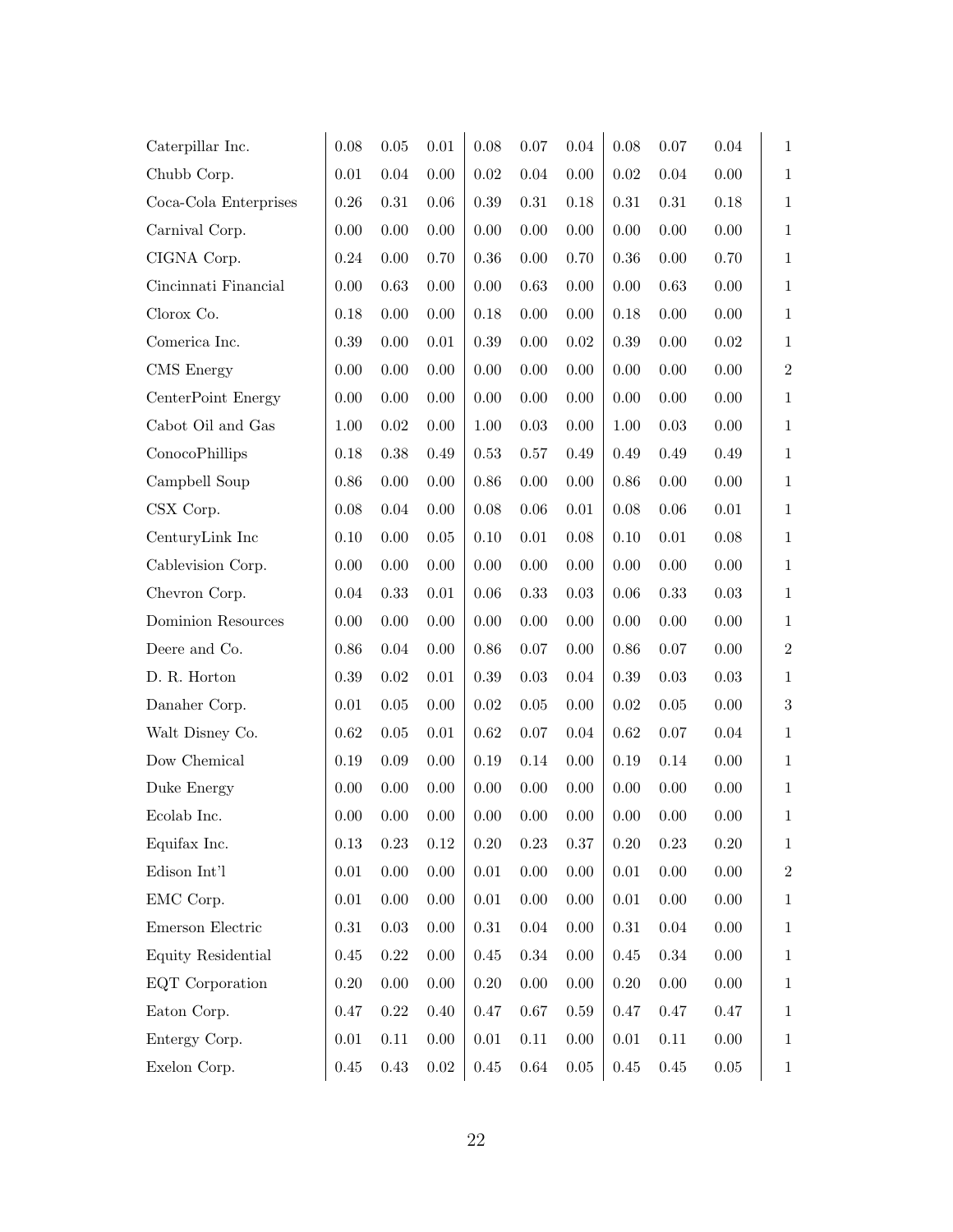| | | | | | | | | | | |
|---|---|---|---|---|---|---|---|---|---|---|
| Caterpillar Inc. | 0.08 | 0.05 | 0.01 | 0.08 | 0.07 | 0.04 | 0.08 | 0.07 | 0.04 | 1 |
| Chubb Corp. | 0.01 | 0.04 | 0.00 | 0.02 | 0.04 | 0.00 | 0.02 | 0.04 | 0.00 | 1 |
| Coca-Cola Enterprises | 0.26 | 0.31 | 0.06 | 0.39 | 0.31 | 0.18 | 0.31 | 0.31 | 0.18 | 1 |
| Carnival Corp. | 0.00 | 0.00 | 0.00 | 0.00 | 0.00 | 0.00 | 0.00 | 0.00 | 0.00 | 1 |
| CIGNA Corp. | 0.24 | 0.00 | 0.70 | 0.36 | 0.00 | 0.70 | 0.36 | 0.00 | 0.70 | 1 |
| Cincinnati Financial | 0.00 | 0.63 | 0.00 | 0.00 | 0.63 | 0.00 | 0.00 | 0.63 | 0.00 | 1 |
| Clorox Co. | 0.18 | 0.00 | 0.00 | 0.18 | 0.00 | 0.00 | 0.18 | 0.00 | 0.00 | 1 |
| Comerica Inc. | 0.39 | 0.00 | 0.01 | 0.39 | 0.00 | 0.02 | 0.39 | 0.00 | 0.02 | 1 |
| CMS Energy | 0.00 | 0.00 | 0.00 | 0.00 | 0.00 | 0.00 | 0.00 | 0.00 | 0.00 | 2 |
| CenterPoint Energy | 0.00 | 0.00 | 0.00 | 0.00 | 0.00 | 0.00 | 0.00 | 0.00 | 0.00 | 1 |
| Cabot Oil and Gas | 1.00 | 0.02 | 0.00 | 1.00 | 0.03 | 0.00 | 1.00 | 0.03 | 0.00 | 1 |
| ConocoPhillips | 0.18 | 0.38 | 0.49 | 0.53 | 0.57 | 0.49 | 0.49 | 0.49 | 0.49 | 1 |
| Campbell Soup | 0.86 | 0.00 | 0.00 | 0.86 | 0.00 | 0.00 | 0.86 | 0.00 | 0.00 | 1 |
| CSX Corp. | 0.08 | 0.04 | 0.00 | 0.08 | 0.06 | 0.01 | 0.08 | 0.06 | 0.01 | 1 |
| CenturyLink Inc | 0.10 | 0.00 | 0.05 | 0.10 | 0.01 | 0.08 | 0.10 | 0.01 | 0.08 | 1 |
| Cablevision Corp. | 0.00 | 0.00 | 0.00 | 0.00 | 0.00 | 0.00 | 0.00 | 0.00 | 0.00 | 1 |
| Chevron Corp. | 0.04 | 0.33 | 0.01 | 0.06 | 0.33 | 0.03 | 0.06 | 0.33 | 0.03 | 1 |
| Dominion Resources | 0.00 | 0.00 | 0.00 | 0.00 | 0.00 | 0.00 | 0.00 | 0.00 | 0.00 | 1 |
| Deere and Co. | 0.86 | 0.04 | 0.00 | 0.86 | 0.07 | 0.00 | 0.86 | 0.07 | 0.00 | 2 |
| D. R. Horton | 0.39 | 0.02 | 0.01 | 0.39 | 0.03 | 0.04 | 0.39 | 0.03 | 0.03 | 1 |
| Danaher Corp. | 0.01 | 0.05 | 0.00 | 0.02 | 0.05 | 0.00 | 0.02 | 0.05 | 0.00 | 3 |
| Walt Disney Co. | 0.62 | 0.05 | 0.01 | 0.62 | 0.07 | 0.04 | 0.62 | 0.07 | 0.04 | 1 |
| Dow Chemical | 0.19 | 0.09 | 0.00 | 0.19 | 0.14 | 0.00 | 0.19 | 0.14 | 0.00 | 1 |
| Duke Energy | 0.00 | 0.00 | 0.00 | 0.00 | 0.00 | 0.00 | 0.00 | 0.00 | 0.00 | 1 |
| Ecolab Inc. | 0.00 | 0.00 | 0.00 | 0.00 | 0.00 | 0.00 | 0.00 | 0.00 | 0.00 | 1 |
| Equifax Inc. | 0.13 | 0.23 | 0.12 | 0.20 | 0.23 | 0.37 | 0.20 | 0.23 | 0.20 | 1 |
| Edison Int'l | 0.01 | 0.00 | 0.00 | 0.01 | 0.00 | 0.00 | 0.01 | 0.00 | 0.00 | 2 |
| EMC Corp. | 0.01 | 0.00 | 0.00 | 0.01 | 0.00 | 0.00 | 0.01 | 0.00 | 0.00 | 1 |
| Emerson Electric | 0.31 | 0.03 | 0.00 | 0.31 | 0.04 | 0.00 | 0.31 | 0.04 | 0.00 | 1 |
| Equity Residential | 0.45 | 0.22 | 0.00 | 0.45 | 0.34 | 0.00 | 0.45 | 0.34 | 0.00 | 1 |
| EQT Corporation | 0.20 | 0.00 | 0.00 | 0.20 | 0.00 | 0.00 | 0.20 | 0.00 | 0.00 | 1 |
| Eaton Corp. | 0.47 | 0.22 | 0.40 | 0.47 | 0.67 | 0.59 | 0.47 | 0.47 | 0.47 | 1 |
| Entergy Corp. | 0.01 | 0.11 | 0.00 | 0.01 | 0.11 | 0.00 | 0.01 | 0.11 | 0.00 | 1 |
| Exelon Corp. | 0.45 | 0.43 | 0.02 | 0.45 | 0.64 | 0.05 | 0.45 | 0.45 | 0.05 | 1 |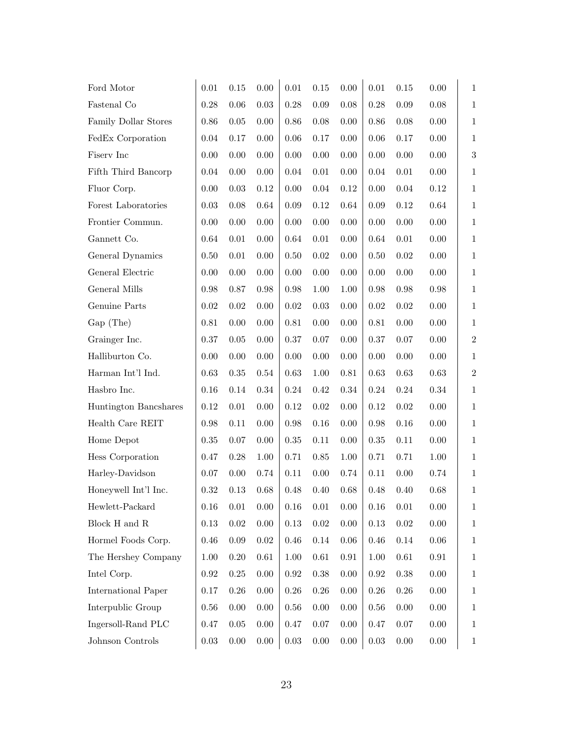| | | | | | | | | | | |
|---|---|---|---|---|---|---|---|---|---|---|
| Ford Motor | 0.01 | 0.15 | 0.00 | 0.01 | 0.15 | 0.00 | 0.01 | 0.15 | 0.00 | 1 |
| Fastenal Co | 0.28 | 0.06 | 0.03 | 0.28 | 0.09 | 0.08 | 0.28 | 0.09 | 0.08 | 1 |
| Family Dollar Stores | 0.86 | 0.05 | 0.00 | 0.86 | 0.08 | 0.00 | 0.86 | 0.08 | 0.00 | 1 |
| FedEx Corporation | 0.04 | 0.17 | 0.00 | 0.06 | 0.17 | 0.00 | 0.06 | 0.17 | 0.00 | 1 |
| Fiserv Inc | 0.00 | 0.00 | 0.00 | 0.00 | 0.00 | 0.00 | 0.00 | 0.00 | 0.00 | 3 |
| Fifth Third Bancorp | 0.04 | 0.00 | 0.00 | 0.04 | 0.01 | 0.00 | 0.04 | 0.01 | 0.00 | 1 |
| Fluor Corp. | 0.00 | 0.03 | 0.12 | 0.00 | 0.04 | 0.12 | 0.00 | 0.04 | 0.12 | 1 |
| Forest Laboratories | 0.03 | 0.08 | 0.64 | 0.09 | 0.12 | 0.64 | 0.09 | 0.12 | 0.64 | 1 |
| Frontier Commun. | 0.00 | 0.00 | 0.00 | 0.00 | 0.00 | 0.00 | 0.00 | 0.00 | 0.00 | 1 |
| Gannett Co. | 0.64 | 0.01 | 0.00 | 0.64 | 0.01 | 0.00 | 0.64 | 0.01 | 0.00 | 1 |
| General Dynamics | 0.50 | 0.01 | 0.00 | 0.50 | 0.02 | 0.00 | 0.50 | 0.02 | 0.00 | 1 |
| General Electric | 0.00 | 0.00 | 0.00 | 0.00 | 0.00 | 0.00 | 0.00 | 0.00 | 0.00 | 1 |
| General Mills | 0.98 | 0.87 | 0.98 | 0.98 | 1.00 | 1.00 | 0.98 | 0.98 | 0.98 | 1 |
| Genuine Parts | 0.02 | 0.02 | 0.00 | 0.02 | 0.03 | 0.00 | 0.02 | 0.02 | 0.00 | 1 |
| Gap (The) | 0.81 | 0.00 | 0.00 | 0.81 | 0.00 | 0.00 | 0.81 | 0.00 | 0.00 | 1 |
| Grainger Inc. | 0.37 | 0.05 | 0.00 | 0.37 | 0.07 | 0.00 | 0.37 | 0.07 | 0.00 | 2 |
| Halliburton Co. | 0.00 | 0.00 | 0.00 | 0.00 | 0.00 | 0.00 | 0.00 | 0.00 | 0.00 | 1 |
| Harman Int'l Ind. | 0.63 | 0.35 | 0.54 | 0.63 | 1.00 | 0.81 | 0.63 | 0.63 | 0.63 | 2 |
| Hasbro Inc. | 0.16 | 0.14 | 0.34 | 0.24 | 0.42 | 0.34 | 0.24 | 0.24 | 0.34 | 1 |
| Huntington Bancshares | 0.12 | 0.01 | 0.00 | 0.12 | 0.02 | 0.00 | 0.12 | 0.02 | 0.00 | 1 |
| Health Care REIT | 0.98 | 0.11 | 0.00 | 0.98 | 0.16 | 0.00 | 0.98 | 0.16 | 0.00 | 1 |
| Home Depot | 0.35 | 0.07 | 0.00 | 0.35 | 0.11 | 0.00 | 0.35 | 0.11 | 0.00 | 1 |
| Hess Corporation | 0.47 | 0.28 | 1.00 | 0.71 | 0.85 | 1.00 | 0.71 | 0.71 | 1.00 | 1 |
| Harley-Davidson | 0.07 | 0.00 | 0.74 | 0.11 | 0.00 | 0.74 | 0.11 | 0.00 | 0.74 | 1 |
| Honeywell Int'l Inc. | 0.32 | 0.13 | 0.68 | 0.48 | 0.40 | 0.68 | 0.48 | 0.40 | 0.68 | 1 |
| Hewlett-Packard | 0.16 | 0.01 | 0.00 | 0.16 | 0.01 | 0.00 | 0.16 | 0.01 | 0.00 | 1 |
| Block H and R | 0.13 | 0.02 | 0.00 | 0.13 | 0.02 | 0.00 | 0.13 | 0.02 | 0.00 | 1 |
| Hormel Foods Corp. | 0.46 | 0.09 | 0.02 | 0.46 | 0.14 | 0.06 | 0.46 | 0.14 | 0.06 | 1 |
| The Hershey Company | 1.00 | 0.20 | 0.61 | 1.00 | 0.61 | 0.91 | 1.00 | 0.61 | 0.91 | 1 |
| Intel Corp. | 0.92 | 0.25 | 0.00 | 0.92 | 0.38 | 0.00 | 0.92 | 0.38 | 0.00 | 1 |
| International Paper | 0.17 | 0.26 | 0.00 | 0.26 | 0.26 | 0.00 | 0.26 | 0.26 | 0.00 | 1 |
| Interpublic Group | 0.56 | 0.00 | 0.00 | 0.56 | 0.00 | 0.00 | 0.56 | 0.00 | 0.00 | 1 |
| Ingersoll-Rand PLC | 0.47 | 0.05 | 0.00 | 0.47 | 0.07 | 0.00 | 0.47 | 0.07 | 0.00 | 1 |
| Johnson Controls | 0.03 | 0.00 | 0.00 | 0.03 | 0.00 | 0.00 | 0.03 | 0.00 | 0.00 | 1 |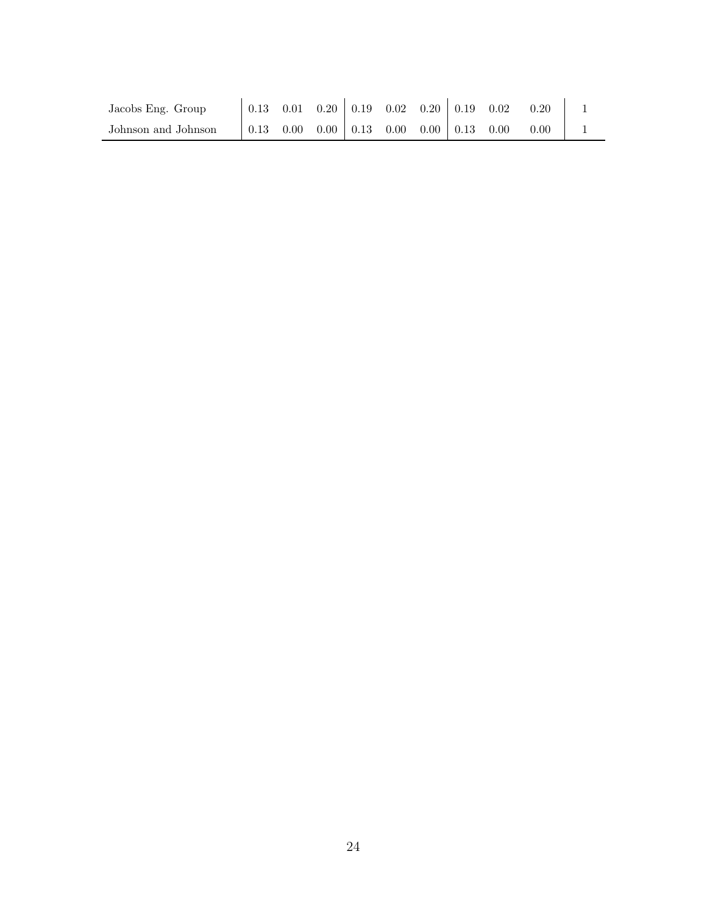| | | | | | | | | | | |
|---|---|---|---|---|---|---|---|---|---|---|
| Jacobs Eng. Group | 0.13 | 0.01 | 0.20 | 0.19 | 0.02 | 0.20 | 0.19 | 0.02 | 0.20 | 1 |
| Johnson and Johnson | 0.13 | 0.00 | 0.00 | 0.13 | 0.00 | 0.00 | 0.13 | 0.00 | 0.00 | 1 |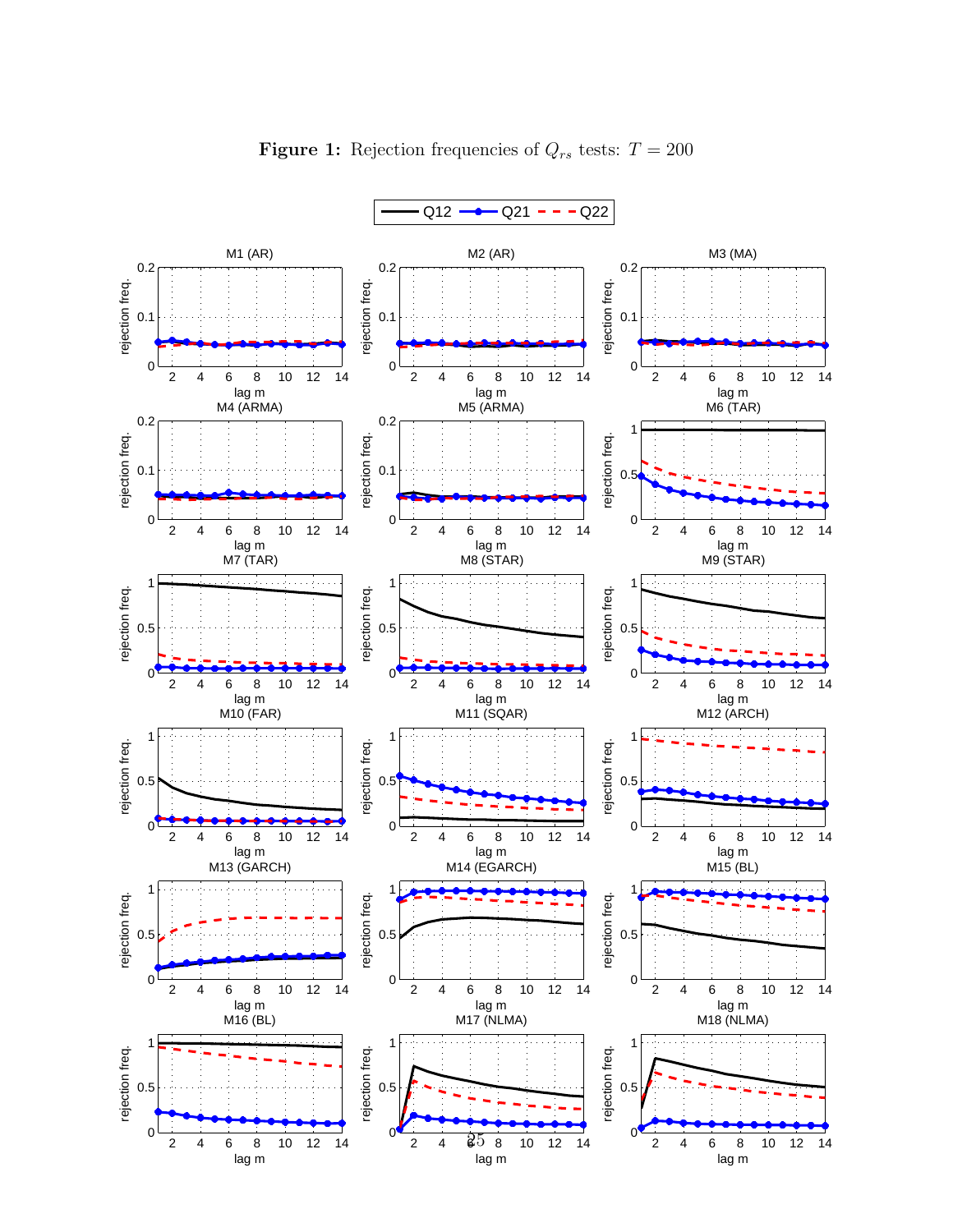**Figure 1:** Rejection frequencies of $Q_{rs}$ tests: $T = 200$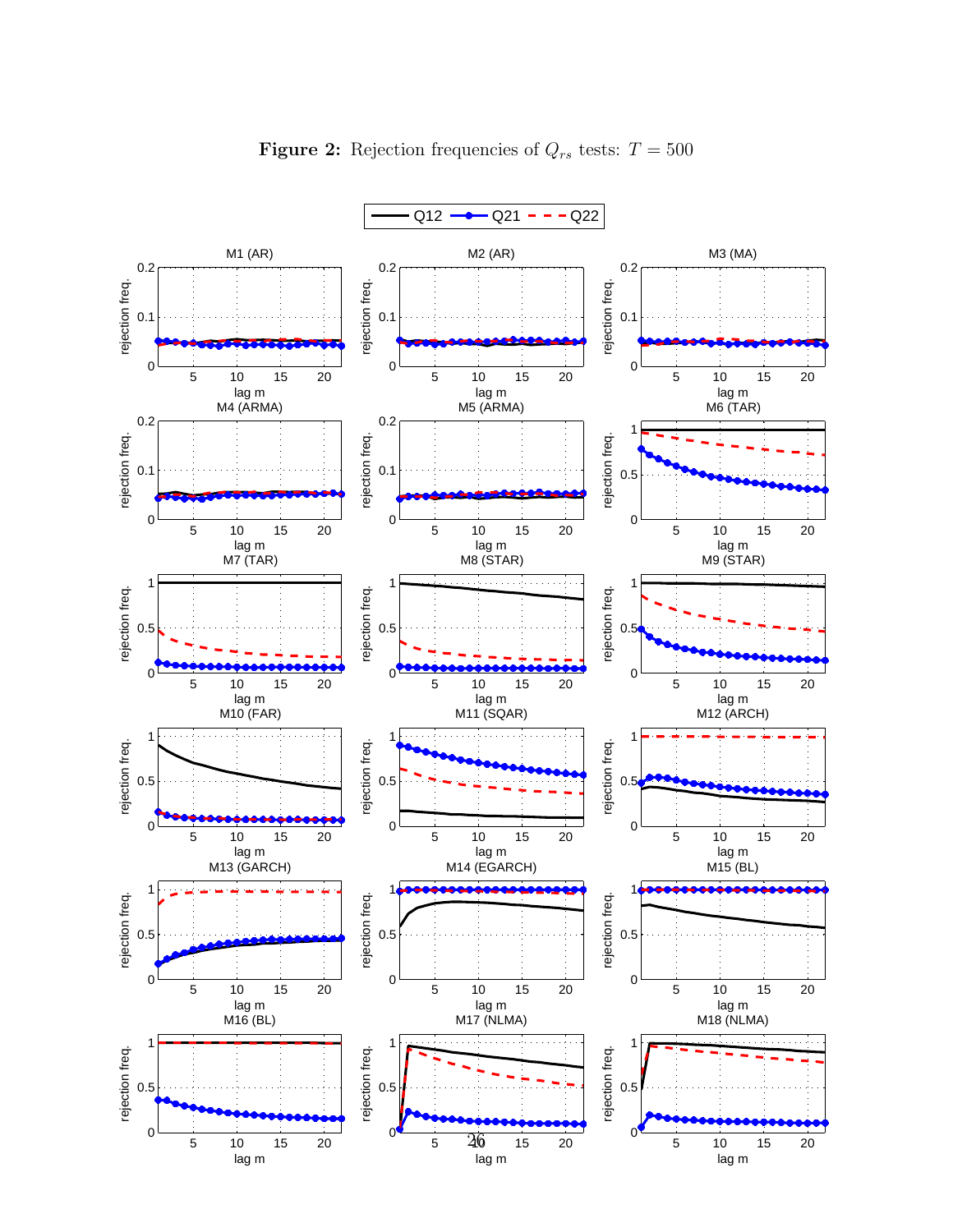**Figure 2:** Rejection frequencies of $Q_{rs}$ tests: $T = 500$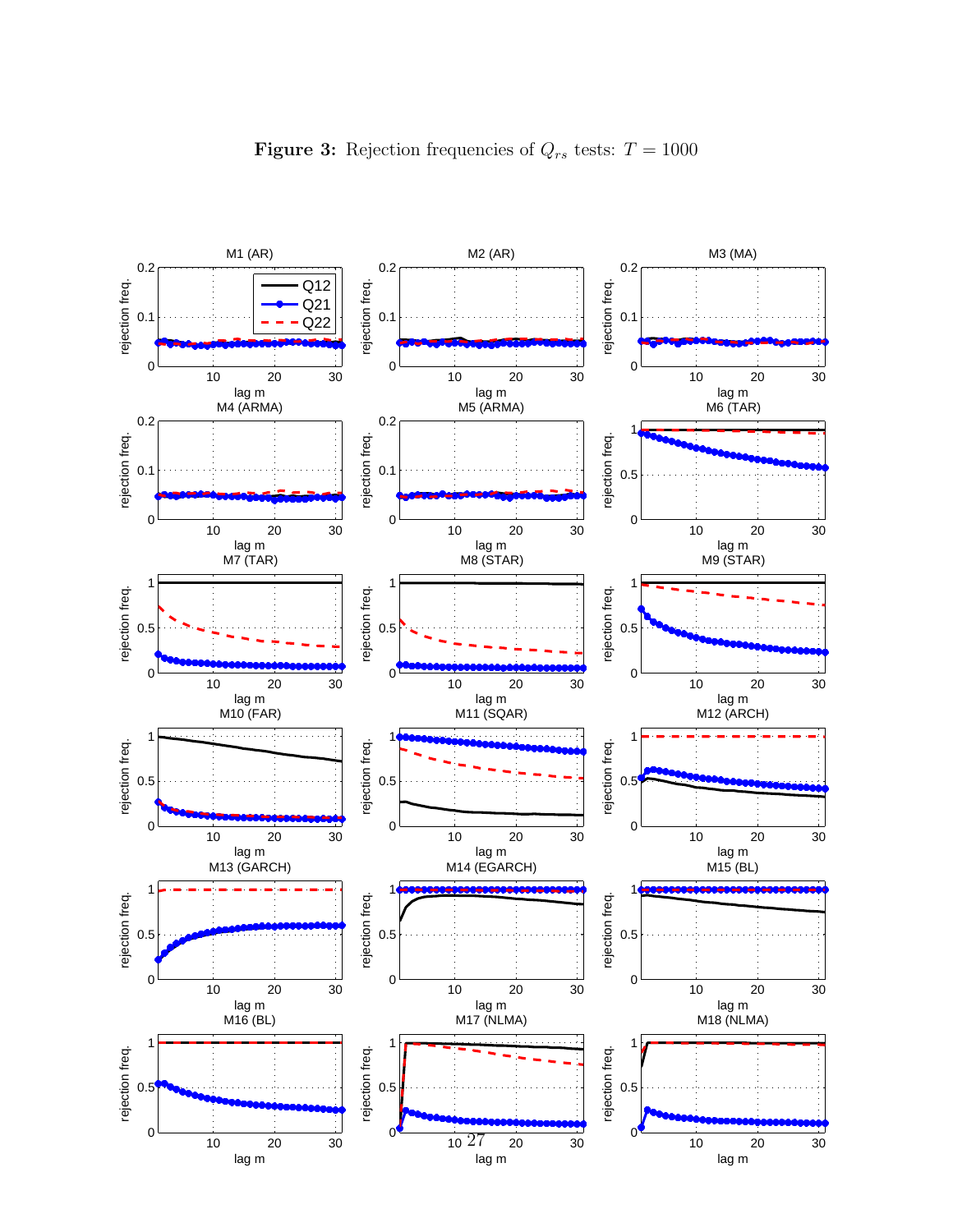**Figure 3:** Rejection frequencies of $Q_{rs}$ tests: $T = 1000$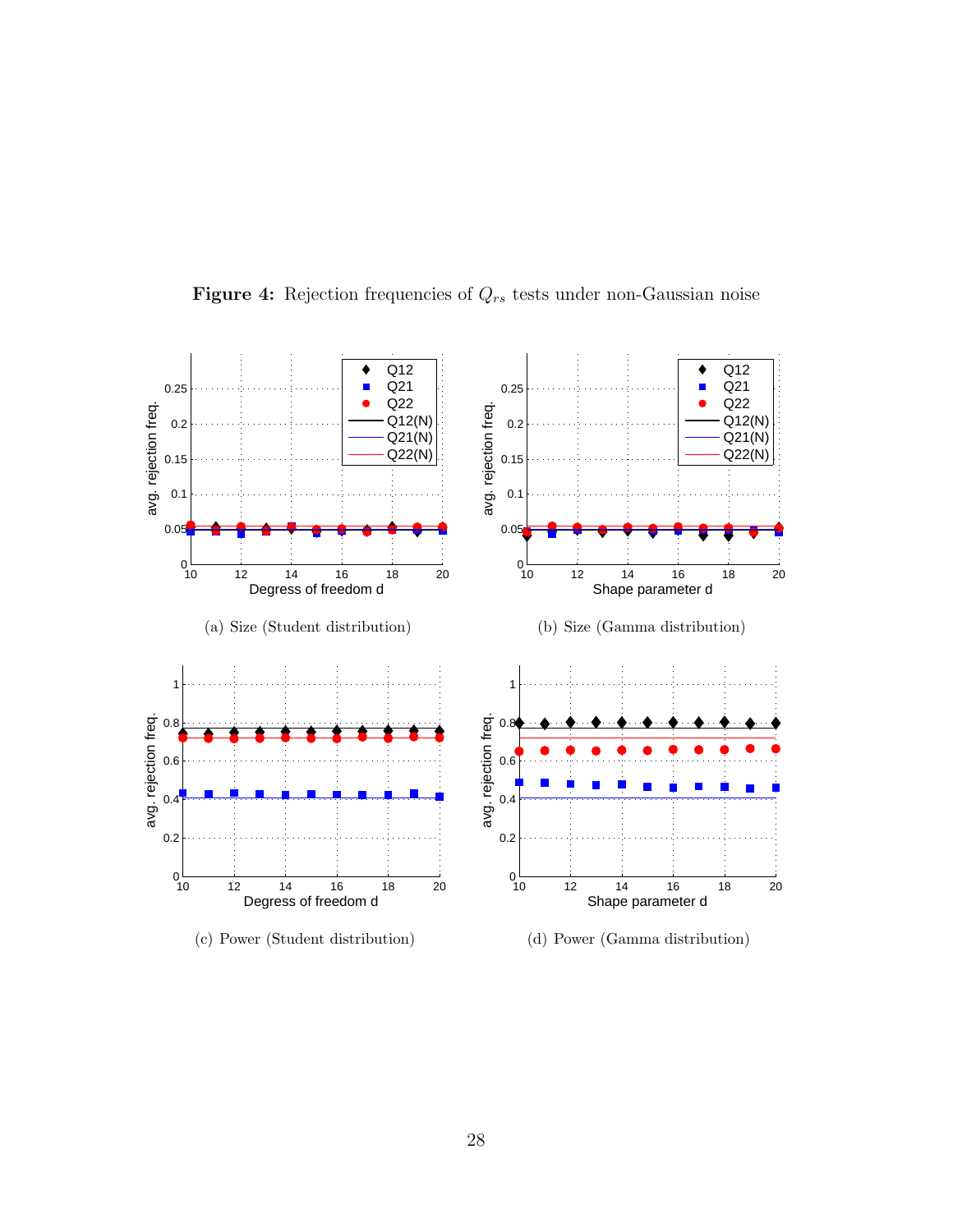**Figure 4:** Rejection frequencies of $Q_{rs}$ tests under non-Gaussian noise

(a) Size (Student distribution)

(b) Size (Gamma distribution)

(c) Power (Student distribution)

(d) Power (Gamma distribution)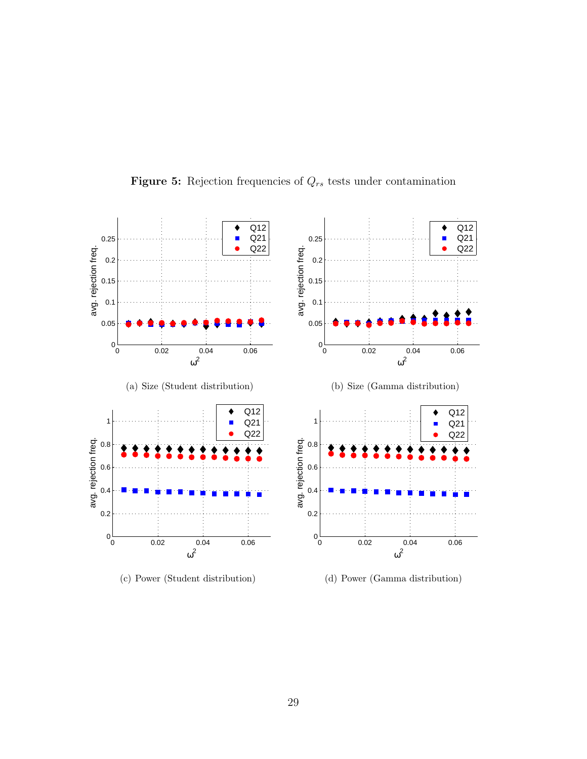**Figure 5:** Rejection frequencies of $Q_{rs}$ tests under contamination

avg. rejection freq.
0.25
0.2
0.15
0.1
0.05
0
0
0.02
0.04
0.06
$\omega^2$
Q12
Q21
Q22

(a) Size (Student distribution)

avg. rejection freq.
0.25
0.2
0.15
0.1
0.05
0
0
0.02
0.04
0.06
$\omega^2$
Q12
Q21
Q22

(b) Size (Gamma distribution)

avg. rejection freq.
1
0.8
0.6
0.4
0.2
0
0
0.02
0.04
0.06
$\omega^2$
Q12
Q21
Q22

(c) Power (Student distribution)

avg. rejection freq.
1
0.8
0.6
0.4
0.2
0
0
0.02
0.04
0.06
$\omega^2$
Q12
Q21
Q22

(d) Power (Gamma distribution)